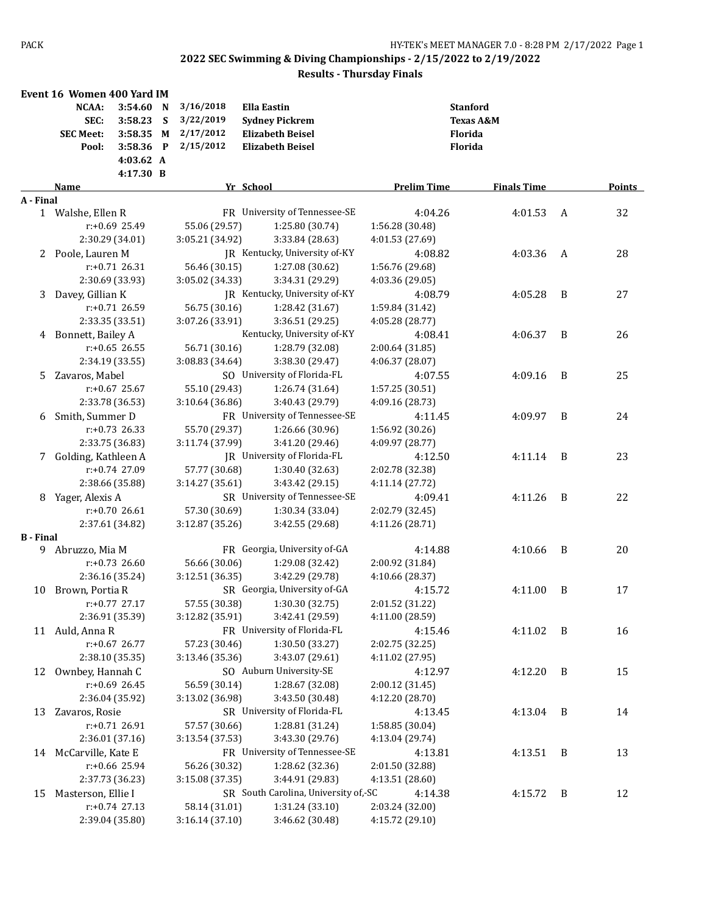# 2022 SEC Swimming & Diving Championships - 2/15/2022 to 2/19/2022

## Results - Thursday Finals

### Event 16 Women 400 Yard IM

| | | | | | |
|---|---|---|---|---|---|
| NCAA: | 3:54.60 | N | 3/16/2018 | Ella Eastin | Stanford |
| SEC: | 3:58.23 | S | 3/22/2019 | Sydney Pickrem | Texas A&M |
| SEC Meet: | 3:58.35 | M | 2/17/2012 | Elizabeth Beisel | Florida |
| Pool: | 3:58.36 | P | 2/15/2012 | Elizabeth Beisel | Florida |
| | 4:03.62 | A | | | |
| | 4:17.30 | B | | | |

| | Name | Yr | School | Prelim Time | Finals Time | | Points |
|---|---|---|---|---|---|---|---|
| **A - Final** | | | | | | | |
| 1 | Walshe, Ellen R | FR | University of Tennessee-SE | 4:04.26 | 4:01.53 | A | 32 |
| | r:+0.69 25.49 | 55.06 (29.57) | 1:25.80 (30.74) | 1:56.28 (30.48) | | | |
| | 2:30.29 (34.01) | 3:05.21 (34.92) | 3:33.84 (28.63) | 4:01.53 (27.69) | | | |
| 2 | Poole, Lauren M | JR | Kentucky, University of-KY | 4:08.82 | 4:03.36 | A | 28 |
| | r:+0.71 26.31 | 56.46 (30.15) | 1:27.08 (30.62) | 1:56.76 (29.68) | | | |
| | 2:30.69 (33.93) | 3:05.02 (34.33) | 3:34.31 (29.29) | 4:03.36 (29.05) | | | |
| 3 | Davey, Gillian K | JR | Kentucky, University of-KY | 4:08.79 | 4:05.28 | B | 27 |
| | r:+0.71 26.59 | 56.75 (30.16) | 1:28.42 (31.67) | 1:59.84 (31.42) | | | |
| | 2:33.35 (33.51) | 3:07.26 (33.91) | 3:36.51 (29.25) | 4:05.28 (28.77) | | | |
| 4 | Bonnett, Bailey A | | Kentucky, University of-KY | 4:08.41 | 4:06.37 | B | 26 |
| | r:+0.65 26.55 | 56.71 (30.16) | 1:28.79 (32.08) | 2:00.64 (31.85) | | | |
| | 2:34.19 (33.55) | 3:08.83 (34.64) | 3:38.30 (29.47) | 4:06.37 (28.07) | | | |
| 5 | Zavaros, Mabel | SO | University of Florida-FL | 4:07.55 | 4:09.16 | B | 25 |
| | r:+0.67 25.67 | 55.10 (29.43) | 1:26.74 (31.64) | 1:57.25 (30.51) | | | |
| | 2:33.78 (36.53) | 3:10.64 (36.86) | 3:40.43 (29.79) | 4:09.16 (28.73) | | | |
| 6 | Smith, Summer D | FR | University of Tennessee-SE | 4:11.45 | 4:09.97 | B | 24 |
| | r:+0.73 26.33 | 55.70 (29.37) | 1:26.66 (30.96) | 1:56.92 (30.26) | | | |
| | 2:33.75 (36.83) | 3:11.74 (37.99) | 3:41.20 (29.46) | 4:09.97 (28.77) | | | |
| 7 | Golding, Kathleen A | JR | University of Florida-FL | 4:12.50 | 4:11.14 | B | 23 |
| | r:+0.74 27.09 | 57.77 (30.68) | 1:30.40 (32.63) | 2:02.78 (32.38) | | | |
| | 2:38.66 (35.88) | 3:14.27 (35.61) | 3:43.42 (29.15) | 4:11.14 (27.72) | | | |
| 8 | Yager, Alexis A | SR | University of Tennessee-SE | 4:09.41 | 4:11.26 | B | 22 |
| | r:+0.70 26.61 | 57.30 (30.69) | 1:30.34 (33.04) | 2:02.79 (32.45) | | | |
| | 2:37.61 (34.82) | 3:12.87 (35.26) | 3:42.55 (29.68) | 4:11.26 (28.71) | | | |
| **B - Final** | | | | | | | |
| 9 | Abruzzo, Mia M | FR | Georgia, University of-GA | 4:14.88 | 4:10.66 | B | 20 |
| | r:+0.73 26.60 | 56.66 (30.06) | 1:29.08 (32.42) | 2:00.92 (31.84) | | | |
| | 2:36.16 (35.24) | 3:12.51 (36.35) | 3:42.29 (29.78) | 4:10.66 (28.37) | | | |
| 10 | Brown, Portia R | SR | Georgia, University of-GA | 4:15.72 | 4:11.00 | B | 17 |
| | r:+0.77 27.17 | 57.55 (30.38) | 1:30.30 (32.75) | 2:01.52 (31.22) | | | |
| | 2:36.91 (35.39) | 3:12.82 (35.91) | 3:42.41 (29.59) | 4:11.00 (28.59) | | | |
| 11 | Auld, Anna R | FR | University of Florida-FL | 4:15.46 | 4:11.02 | B | 16 |
| | r:+0.67 26.77 | 57.23 (30.46) | 1:30.50 (33.27) | 2:02.75 (32.25) | | | |
| | 2:38.10 (35.35) | 3:13.46 (35.36) | 3:43.07 (29.61) | 4:11.02 (27.95) | | | |
| 12 | Ownbey, Hannah C | SO | Auburn University-SE | 4:12.97 | 4:12.20 | B | 15 |
| | r:+0.69 26.45 | 56.59 (30.14) | 1:28.67 (32.08) | 2:00.12 (31.45) | | | |
| | 2:36.04 (35.92) | 3:13.02 (36.98) | 3:43.50 (30.48) | 4:12.20 (28.70) | | | |
| 13 | Zavaros, Rosie | SR | University of Florida-FL | 4:13.45 | 4:13.04 | B | 14 |
| | r:+0.71 26.91 | 57.57 (30.66) | 1:28.81 (31.24) | 1:58.85 (30.04) | | | |
| | 2:36.01 (37.16) | 3:13.54 (37.53) | 3:43.30 (29.76) | 4:13.04 (29.74) | | | |
| 14 | McCarville, Kate E | FR | University of Tennessee-SE | 4:13.81 | 4:13.51 | B | 13 |
| | r:+0.66 25.94 | 56.26 (30.32) | 1:28.62 (32.36) | 2:01.50 (32.88) | | | |
| | 2:37.73 (36.23) | 3:15.08 (37.35) | 3:44.91 (29.83) | 4:13.51 (28.60) | | | |
| 15 | Masterson, Ellie I | SR | South Carolina, University of,-SC | 4:14.38 | 4:15.72 | B | 12 |
| | r:+0.74 27.13 | 58.14 (31.01) | 1:31.24 (33.10) | 2:03.24 (32.00) | | | |
| | 2:39.04 (35.80) | 3:16.14 (37.10) | 3:46.62 (30.48) | 4:15.72 (29.10) | | | |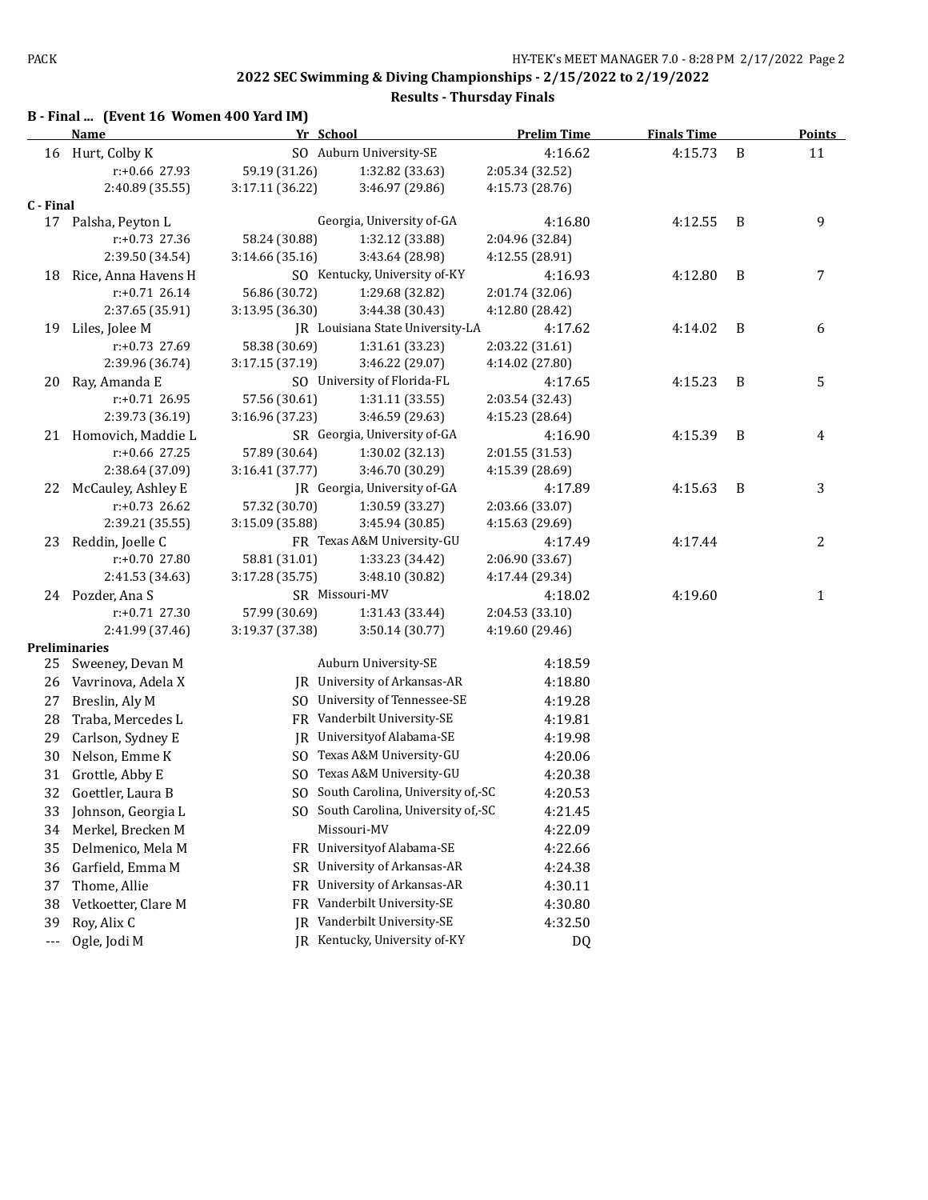## 2022 SEC Swimming & Diving Championships - 2/15/2022 to 2/19/2022

### Results - Thursday Finals

**B - Final ... (Event 16 Women 400 Yard IM)**

| | Name | Yr | School | Prelim Time | Finals Time | | Points |
|---|---|---|---|---|---|---|---|
| 16 | Hurt, Colby K | SO | Auburn University-SE | 4:16.62 | 4:15.73 | B | 11 |
| | r:+0.66 27.93 | 59.19 (31.26) | 1:32.82 (33.63) | 2:05.34 (32.52) | | | |
| | 2:40.89 (35.55) | 3:17.11 (36.22) | 3:46.97 (29.86) | 4:15.73 (28.76) | | | |
| **C - Final** | | | | | | | |
| 17 | Palsha, Peyton L | | Georgia, University of-GA | 4:16.80 | 4:12.55 | B | 9 |
| | r:+0.73 27.36 | 58.24 (30.88) | 1:32.12 (33.88) | 2:04.96 (32.84) | | | |
| | 2:39.50 (34.54) | 3:14.66 (35.16) | 3:43.64 (28.98) | 4:12.55 (28.91) | | | |
| 18 | Rice, Anna Havens H | SO | Kentucky, University of-KY | 4:16.93 | 4:12.80 | B | 7 |
| | r:+0.71 26.14 | 56.86 (30.72) | 1:29.68 (32.82) | 2:01.74 (32.06) | | | |
| | 2:37.65 (35.91) | 3:13.95 (36.30) | 3:44.38 (30.43) | 4:12.80 (28.42) | | | |
| 19 | Liles, Jolee M | JR | Louisiana State University-LA | 4:17.62 | 4:14.02 | B | 6 |
| | r:+0.73 27.69 | 58.38 (30.69) | 1:31.61 (33.23) | 2:03.22 (31.61) | | | |
| | 2:39.96 (36.74) | 3:17.15 (37.19) | 3:46.22 (29.07) | 4:14.02 (27.80) | | | |
| 20 | Ray, Amanda E | SO | University of Florida-FL | 4:17.65 | 4:15.23 | B | 5 |
| | r:+0.71 26.95 | 57.56 (30.61) | 1:31.11 (33.55) | 2:03.54 (32.43) | | | |
| | 2:39.73 (36.19) | 3:16.96 (37.23) | 3:46.59 (29.63) | 4:15.23 (28.64) | | | |
| 21 | Homovich, Maddie L | SR | Georgia, University of-GA | 4:16.90 | 4:15.39 | B | 4 |
| | r:+0.66 27.25 | 57.89 (30.64) | 1:30.02 (32.13) | 2:01.55 (31.53) | | | |
| | 2:38.64 (37.09) | 3:16.41 (37.77) | 3:46.70 (30.29) | 4:15.39 (28.69) | | | |
| 22 | McCauley, Ashley E | JR | Georgia, University of-GA | 4:17.89 | 4:15.63 | B | 3 |
| | r:+0.73 26.62 | 57.32 (30.70) | 1:30.59 (33.27) | 2:03.66 (33.07) | | | |
| | 2:39.21 (35.55) | 3:15.09 (35.88) | 3:45.94 (30.85) | 4:15.63 (29.69) | | | |
| 23 | Reddin, Joelle C | FR | Texas A&M University-GU | 4:17.49 | 4:17.44 | | 2 |
| | r:+0.70 27.80 | 58.81 (31.01) | 1:33.23 (34.42) | 2:06.90 (33.67) | | | |
| | 2:41.53 (34.63) | 3:17.28 (35.75) | 3:48.10 (30.82) | 4:17.44 (29.34) | | | |
| 24 | Pozder, Ana S | SR | Missouri-MV | 4:18.02 | 4:19.60 | | 1 |
| | r:+0.71 27.30 | 57.99 (30.69) | 1:31.43 (33.44) | 2:04.53 (33.10) | | | |
| | 2:41.99 (37.46) | 3:19.37 (37.38) | 3:50.14 (30.77) | 4:19.60 (29.46) | | | |
| **Preliminaries** | | | | | | | |
| 25 | Sweeney, Devan M | | Auburn University-SE | 4:18.59 | | | |
| 26 | Vavrinova, Adela X | JR | University of Arkansas-AR | 4:18.80 | | | |
| 27 | Breslin, Aly M | SO | University of Tennessee-SE | 4:19.28 | | | |
| 28 | Traba, Mercedes L | FR | Vanderbilt University-SE | 4:19.81 | | | |
| 29 | Carlson, Sydney E | JR | Universityof Alabama-SE | 4:19.98 | | | |
| 30 | Nelson, Emme K | SO | Texas A&M University-GU | 4:20.06 | | | |
| 31 | Grottle, Abby E | SO | Texas A&M University-GU | 4:20.38 | | | |
| 32 | Goettler, Laura B | SO | South Carolina, University of,-SC | 4:20.53 | | | |
| 33 | Johnson, Georgia L | SO | South Carolina, University of,-SC | 4:21.45 | | | |
| 34 | Merkel, Brecken M | | Missouri-MV | 4:22.09 | | | |
| 35 | Delmenico, Mela M | FR | Universityof Alabama-SE | 4:22.66 | | | |
| 36 | Garfield, Emma M | SR | University of Arkansas-AR | 4:24.38 | | | |
| 37 | Thome, Allie | FR | University of Arkansas-AR | 4:30.11 | | | |
| 38 | Vetkoetter, Clare M | FR | Vanderbilt University-SE | 4:30.80 | | | |
| 39 | Roy, Alix C | JR | Vanderbilt University-SE | 4:32.50 | | | |
| --- | Ogle, Jodi M | JR | Kentucky, University of-KY | DQ | | | |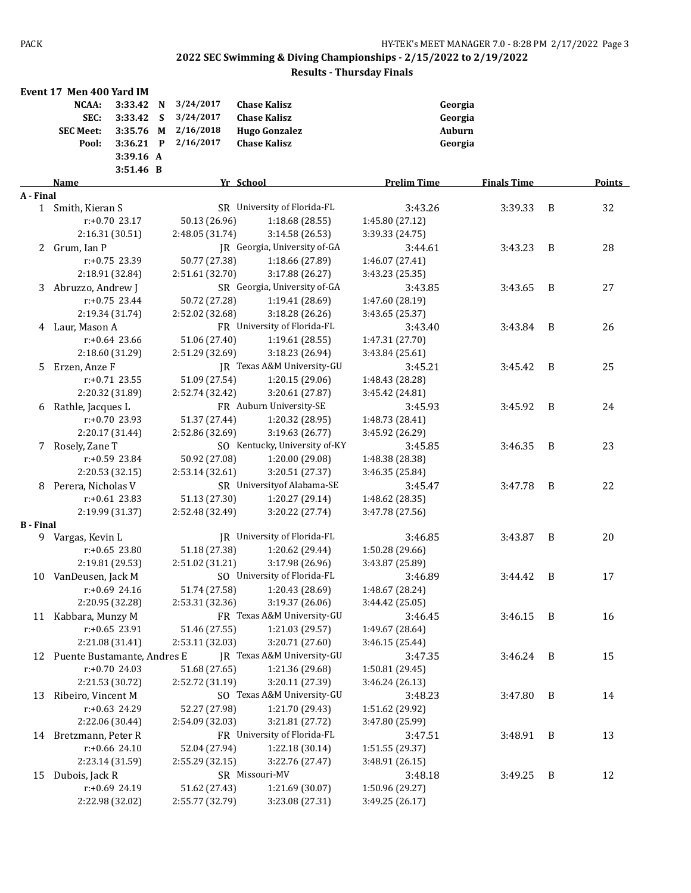## 2022 SEC Swimming & Diving Championships - 2/15/2022 to 2/19/2022

### Results - Thursday Finals

**Event 17 Men 400 Yard IM**

| | Time | | Date | Name | School |
|---|---|---|---|---|---|
| NCAA: | 3:33.42 | N | 3/24/2017 | Chase Kalisz | Georgia |
| SEC: | 3:33.42 | S | 3/24/2017 | Chase Kalisz | Georgia |
| SEC Meet: | 3:35.76 | M | 2/16/2018 | Hugo Gonzalez | Auburn |
| Pool: | 3:36.21 | P | 2/16/2017 | Chase Kalisz | Georgia |
| | 3:39.16 | A | | | |
| | 3:51.46 | B | | | |

| | Name | Yr | School | Prelim Time | Finals Time | | Points |
|---|---|---|---|---|---|---|---|
| **A - Final** | | | | | | | |
| 1 | Smith, Kieran S | SR | University of Florida-FL | 3:43.26 | 3:39.33 | B | 32 |
| | r:+0.70 23.17 | 50.13 (26.96) | 1:18.68 (28.55) | 1:45.80 (27.12) | | | |
| | 2:16.31 (30.51) | 2:48.05 (31.74) | 3:14.58 (26.53) | 3:39.33 (24.75) | | | |
| 2 | Grum, Ian P | JR | Georgia, University of-GA | 3:44.61 | 3:43.23 | B | 28 |
| | r:+0.75 23.39 | 50.77 (27.38) | 1:18.66 (27.89) | 1:46.07 (27.41) | | | |
| | 2:18.91 (32.84) | 2:51.61 (32.70) | 3:17.88 (26.27) | 3:43.23 (25.35) | | | |
| 3 | Abruzzo, Andrew J | SR | Georgia, University of-GA | 3:43.85 | 3:43.65 | B | 27 |
| | r:+0.75 23.44 | 50.72 (27.28) | 1:19.41 (28.69) | 1:47.60 (28.19) | | | |
| | 2:19.34 (31.74) | 2:52.02 (32.68) | 3:18.28 (26.26) | 3:43.65 (25.37) | | | |
| 4 | Laur, Mason A | FR | University of Florida-FL | 3:43.40 | 3:43.84 | B | 26 |
| | r:+0.64 23.66 | 51.06 (27.40) | 1:19.61 (28.55) | 1:47.31 (27.70) | | | |
| | 2:18.60 (31.29) | 2:51.29 (32.69) | 3:18.23 (26.94) | 3:43.84 (25.61) | | | |
| 5 | Erzen, Anze F | JR | Texas A&M University-GU | 3:45.21 | 3:45.42 | B | 25 |
| | r:+0.71 23.55 | 51.09 (27.54) | 1:20.15 (29.06) | 1:48.43 (28.28) | | | |
| | 2:20.32 (31.89) | 2:52.74 (32.42) | 3:20.61 (27.87) | 3:45.42 (24.81) | | | |
| 6 | Rathle, Jacques L | FR | Auburn University-SE | 3:45.93 | 3:45.92 | B | 24 |
| | r:+0.70 23.93 | 51.37 (27.44) | 1:20.32 (28.95) | 1:48.73 (28.41) | | | |
| | 2:20.17 (31.44) | 2:52.86 (32.69) | 3:19.63 (26.77) | 3:45.92 (26.29) | | | |
| 7 | Rosely, Zane T | SO | Kentucky, University of-KY | 3:45.85 | 3:46.35 | B | 23 |
| | r:+0.59 23.84 | 50.92 (27.08) | 1:20.00 (29.08) | 1:48.38 (28.38) | | | |
| | 2:20.53 (32.15) | 2:53.14 (32.61) | 3:20.51 (27.37) | 3:46.35 (25.84) | | | |
| 8 | Perera, Nicholas V | SR | Universityof Alabama-SE | 3:45.47 | 3:47.78 | B | 22 |
| | r:+0.61 23.83 | 51.13 (27.30) | 1:20.27 (29.14) | 1:48.62 (28.35) | | | |
| | 2:19.99 (31.37) | 2:52.48 (32.49) | 3:20.22 (27.74) | 3:47.78 (27.56) | | | |
| **B - Final** | | | | | | | |
| 9 | Vargas, Kevin L | JR | University of Florida-FL | 3:46.85 | 3:43.87 | B | 20 |
| | r:+0.65 23.80 | 51.18 (27.38) | 1:20.62 (29.44) | 1:50.28 (29.66) | | | |
| | 2:19.81 (29.53) | 2:51.02 (31.21) | 3:17.98 (26.96) | 3:43.87 (25.89) | | | |
| 10 | VanDeusen, Jack M | SO | University of Florida-FL | 3:46.89 | 3:44.42 | B | 17 |
| | r:+0.69 24.16 | 51.74 (27.58) | 1:20.43 (28.69) | 1:48.67 (28.24) | | | |
| | 2:20.95 (32.28) | 2:53.31 (32.36) | 3:19.37 (26.06) | 3:44.42 (25.05) | | | |
| 11 | Kabbara, Munzy M | FR | Texas A&M University-GU | 3:46.45 | 3:46.15 | B | 16 |
| | r:+0.65 23.91 | 51.46 (27.55) | 1:21.03 (29.57) | 1:49.67 (28.64) | | | |
| | 2:21.08 (31.41) | 2:53.11 (32.03) | 3:20.71 (27.60) | 3:46.15 (25.44) | | | |
| 12 | Puente Bustamante, Andres E | JR | Texas A&M University-GU | 3:47.35 | 3:46.24 | B | 15 |
| | r:+0.70 24.03 | 51.68 (27.65) | 1:21.36 (29.68) | 1:50.81 (29.45) | | | |
| | 2:21.53 (30.72) | 2:52.72 (31.19) | 3:20.11 (27.39) | 3:46.24 (26.13) | | | |
| 13 | Ribeiro, Vincent M | SO | Texas A&M University-GU | 3:48.23 | 3:47.80 | B | 14 |
| | r:+0.63 24.29 | 52.27 (27.98) | 1:21.70 (29.43) | 1:51.62 (29.92) | | | |
| | 2:22.06 (30.44) | 2:54.09 (32.03) | 3:21.81 (27.72) | 3:47.80 (25.99) | | | |
| 14 | Bretzmann, Peter R | FR | University of Florida-FL | 3:47.51 | 3:48.91 | B | 13 |
| | r:+0.66 24.10 | 52.04 (27.94) | 1:22.18 (30.14) | 1:51.55 (29.37) | | | |
| | 2:23.14 (31.59) | 2:55.29 (32.15) | 3:22.76 (27.47) | 3:48.91 (26.15) | | | |
| 15 | Dubois, Jack R | SR | Missouri-MV | 3:48.18 | 3:49.25 | B | 12 |
| | r:+0.69 24.19 | 51.62 (27.43) | 1:21.69 (30.07) | 1:50.96 (29.27) | | | |
| | 2:22.98 (32.02) | 2:55.77 (32.79) | 3:23.08 (27.31) | 3:49.25 (26.17) | | | |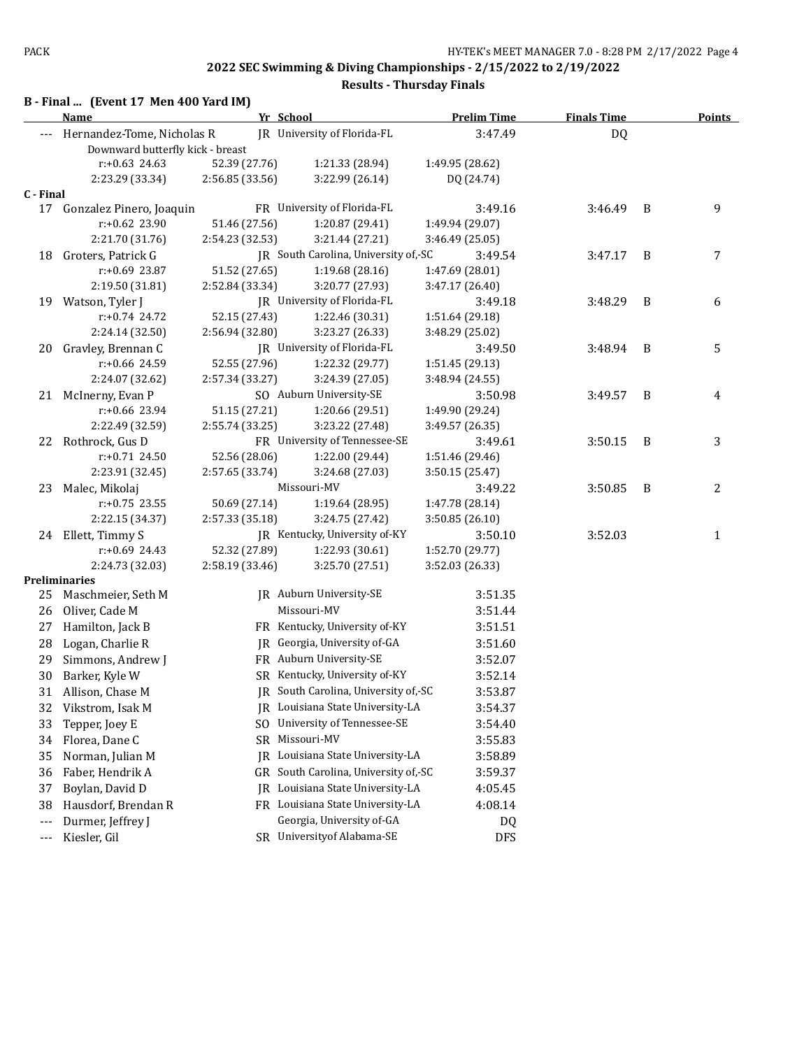## 2022 SEC Swimming & Diving Championships - 2/15/2022 to 2/19/2022

### Results - Thursday Finals

**B - Final ... (Event 17 Men 400 Yard IM)**

| | Name | Yr | School | Prelim Time | Finals Time | | Points |
|---|---|---|---|---|---|---|---|
| --- | Hernandez-Tome, Nicholas R | JR | University of Florida-FL | 3:47.49 | DQ | | |
| | Downward butterfly kick - breast | | | | | | |
| | r:+0.63 24.63 | 52.39 (27.76) | 1:21.33 (28.94) | 1:49.95 (28.62) | | | |
| | 2:23.29 (33.34) | 2:56.85 (33.56) | 3:22.99 (26.14) | DQ (24.74) | | | |
| **C - Final** | | | | | | | |
| 17 | Gonzalez Pinero, Joaquin | FR | University of Florida-FL | 3:49.16 | 3:46.49 | B | 9 |
| | r:+0.62 23.90 | 51.46 (27.56) | 1:20.87 (29.41) | 1:49.94 (29.07) | | | |
| | 2:21.70 (31.76) | 2:54.23 (32.53) | 3:21.44 (27.21) | 3:46.49 (25.05) | | | |
| 18 | Groters, Patrick G | JR | South Carolina, University of,-SC | 3:49.54 | 3:47.17 | B | 7 |
| | r:+0.69 23.87 | 51.52 (27.65) | 1:19.68 (28.16) | 1:47.69 (28.01) | | | |
| | 2:19.50 (31.81) | 2:52.84 (33.34) | 3:20.77 (27.93) | 3:47.17 (26.40) | | | |
| 19 | Watson, Tyler J | JR | University of Florida-FL | 3:49.18 | 3:48.29 | B | 6 |
| | r:+0.74 24.72 | 52.15 (27.43) | 1:22.46 (30.31) | 1:51.64 (29.18) | | | |
| | 2:24.14 (32.50) | 2:56.94 (32.80) | 3:23.27 (26.33) | 3:48.29 (25.02) | | | |
| 20 | Gravley, Brennan C | JR | University of Florida-FL | 3:49.50 | 3:48.94 | B | 5 |
| | r:+0.66 24.59 | 52.55 (27.96) | 1:22.32 (29.77) | 1:51.45 (29.13) | | | |
| | 2:24.07 (32.62) | 2:57.34 (33.27) | 3:24.39 (27.05) | 3:48.94 (24.55) | | | |
| 21 | McInerny, Evan P | SO | Auburn University-SE | 3:50.98 | 3:49.57 | B | 4 |
| | r:+0.66 23.94 | 51.15 (27.21) | 1:20.66 (29.51) | 1:49.90 (29.24) | | | |
| | 2:22.49 (32.59) | 2:55.74 (33.25) | 3:23.22 (27.48) | 3:49.57 (26.35) | | | |
| 22 | Rothrock, Gus D | FR | University of Tennessee-SE | 3:49.61 | 3:50.15 | B | 3 |
| | r:+0.71 24.50 | 52.56 (28.06) | 1:22.00 (29.44) | 1:51.46 (29.46) | | | |
| | 2:23.91 (32.45) | 2:57.65 (33.74) | 3:24.68 (27.03) | 3:50.15 (25.47) | | | |
| 23 | Malec, Mikolaj | | Missouri-MV | 3:49.22 | 3:50.85 | B | 2 |
| | r:+0.75 23.55 | 50.69 (27.14) | 1:19.64 (28.95) | 1:47.78 (28.14) | | | |
| | 2:22.15 (34.37) | 2:57.33 (35.18) | 3:24.75 (27.42) | 3:50.85 (26.10) | | | |
| 24 | Ellett, Timmy S | JR | Kentucky, University of-KY | 3:50.10 | 3:52.03 | | 1 |
| | r:+0.69 24.43 | 52.32 (27.89) | 1:22.93 (30.61) | 1:52.70 (29.77) | | | |
| | 2:24.73 (32.03) | 2:58.19 (33.46) | 3:25.70 (27.51) | 3:52.03 (26.33) | | | |
| **Preliminaries** | | | | | | | |
| 25 | Maschmeier, Seth M | JR | Auburn University-SE | 3:51.35 | | | |
| 26 | Oliver, Cade M | | Missouri-MV | 3:51.44 | | | |
| 27 | Hamilton, Jack B | FR | Kentucky, University of-KY | 3:51.51 | | | |
| 28 | Logan, Charlie R | JR | Georgia, University of-GA | 3:51.60 | | | |
| 29 | Simmons, Andrew J | FR | Auburn University-SE | 3:52.07 | | | |
| 30 | Barker, Kyle W | SR | Kentucky, University of-KY | 3:52.14 | | | |
| 31 | Allison, Chase M | JR | South Carolina, University of,-SC | 3:53.87 | | | |
| 32 | Vikstrom, Isak M | JR | Louisiana State University-LA | 3:54.37 | | | |
| 33 | Tepper, Joey E | SO | University of Tennessee-SE | 3:54.40 | | | |
| 34 | Florea, Dane C | SR | Missouri-MV | 3:55.83 | | | |
| 35 | Norman, Julian M | JR | Louisiana State University-LA | 3:58.89 | | | |
| 36 | Faber, Hendrik A | GR | South Carolina, University of,-SC | 3:59.37 | | | |
| 37 | Boylan, David D | JR | Louisiana State University-LA | 4:05.45 | | | |
| 38 | Hausdorf, Brendan R | FR | Louisiana State University-LA | 4:08.14 | | | |
| --- | Durmer, Jeffrey J | | Georgia, University of-GA | DQ | | | |
| --- | Kiesler, Gil | SR | Universityof Alabama-SE | DFS | | | |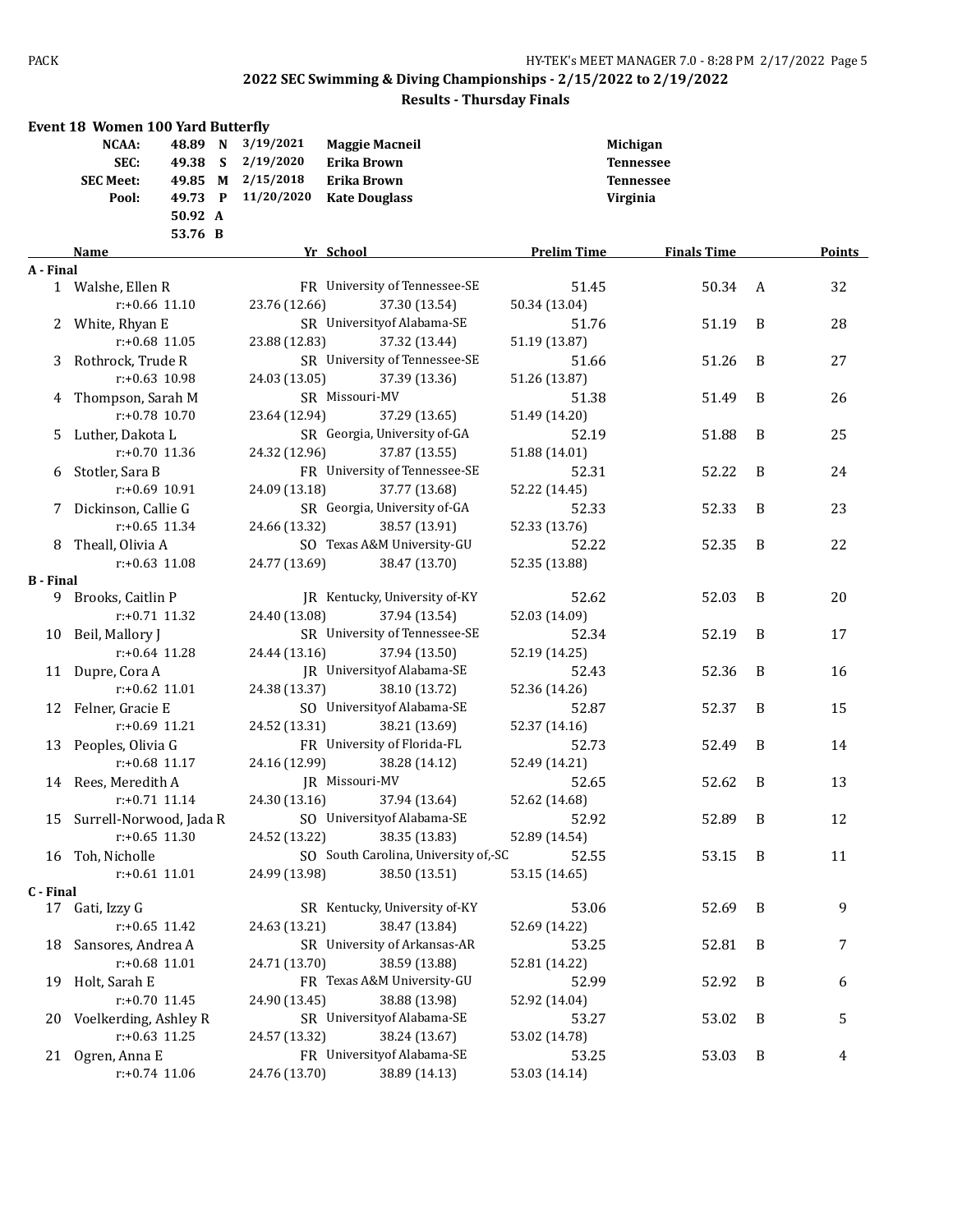## 2022 SEC Swimming & Diving Championships - 2/15/2022 to 2/19/2022

### Results - Thursday Finals

**Event 18 Women 100 Yard Butterfly**

| | Time | | Date | Name | School |
|---|---|---|---|---|---|
| **NCAA:** | 48.89 | N | 3/19/2021 | **Maggie Macneil** | **Michigan** |
| **SEC:** | 49.38 | S | 2/19/2020 | **Erika Brown** | **Tennessee** |
| **SEC Meet:** | 49.85 | M | 2/15/2018 | **Erika Brown** | **Tennessee** |
| **Pool:** | 49.73 | P | 11/20/2020 | **Kate Douglass** | **Virginia** |
| | 50.92 | A | | | |
| | 53.76 | B | | | |

| | Name | Yr | School | Prelim Time | Finals Time | | Points |
|---|---|---|---|---|---|---|---|
| **A - Final** | | | | | | | |
| 1 | Walshe, Ellen R | FR | University of Tennessee-SE | 51.45 | 50.34 | A | 32 |
| | r:+0.66 11.10 | 23.76 (12.66) | 37.30 (13.54) | 50.34 (13.04) | | | |
| 2 | White, Rhyan E | SR | Universityof Alabama-SE | 51.76 | 51.19 | B | 28 |
| | r:+0.68 11.05 | 23.88 (12.83) | 37.32 (13.44) | 51.19 (13.87) | | | |
| 3 | Rothrock, Trude R | SR | University of Tennessee-SE | 51.66 | 51.26 | B | 27 |
| | r:+0.63 10.98 | 24.03 (13.05) | 37.39 (13.36) | 51.26 (13.87) | | | |
| 4 | Thompson, Sarah M | SR | Missouri-MV | 51.38 | 51.49 | B | 26 |
| | r:+0.78 10.70 | 23.64 (12.94) | 37.29 (13.65) | 51.49 (14.20) | | | |
| 5 | Luther, Dakota L | SR | Georgia, University of-GA | 52.19 | 51.88 | B | 25 |
| | r:+0.70 11.36 | 24.32 (12.96) | 37.87 (13.55) | 51.88 (14.01) | | | |
| 6 | Stotler, Sara B | FR | University of Tennessee-SE | 52.31 | 52.22 | B | 24 |
| | r:+0.69 10.91 | 24.09 (13.18) | 37.77 (13.68) | 52.22 (14.45) | | | |
| 7 | Dickinson, Callie G | SR | Georgia, University of-GA | 52.33 | 52.33 | B | 23 |
| | r:+0.65 11.34 | 24.66 (13.32) | 38.57 (13.91) | 52.33 (13.76) | | | |
| 8 | Theall, Olivia A | SO | Texas A&M University-GU | 52.22 | 52.35 | B | 22 |
| | r:+0.63 11.08 | 24.77 (13.69) | 38.47 (13.70) | 52.35 (13.88) | | | |
| **B - Final** | | | | | | | |
| 9 | Brooks, Caitlin P | JR | Kentucky, University of-KY | 52.62 | 52.03 | B | 20 |
| | r:+0.71 11.32 | 24.40 (13.08) | 37.94 (13.54) | 52.03 (14.09) | | | |
| 10 | Beil, Mallory J | SR | University of Tennessee-SE | 52.34 | 52.19 | B | 17 |
| | r:+0.64 11.28 | 24.44 (13.16) | 37.94 (13.50) | 52.19 (14.25) | | | |
| 11 | Dupre, Cora A | JR | Universityof Alabama-SE | 52.43 | 52.36 | B | 16 |
| | r:+0.62 11.01 | 24.38 (13.37) | 38.10 (13.72) | 52.36 (14.26) | | | |
| 12 | Felner, Gracie E | SO | Universityof Alabama-SE | 52.87 | 52.37 | B | 15 |
| | r:+0.69 11.21 | 24.52 (13.31) | 38.21 (13.69) | 52.37 (14.16) | | | |
| 13 | Peoples, Olivia G | FR | University of Florida-FL | 52.73 | 52.49 | B | 14 |
| | r:+0.68 11.17 | 24.16 (12.99) | 38.28 (14.12) | 52.49 (14.21) | | | |
| 14 | Rees, Meredith A | JR | Missouri-MV | 52.65 | 52.62 | B | 13 |
| | r:+0.71 11.14 | 24.30 (13.16) | 37.94 (13.64) | 52.62 (14.68) | | | |
| 15 | Surrell-Norwood, Jada R | SO | Universityof Alabama-SE | 52.92 | 52.89 | B | 12 |
| | r:+0.65 11.30 | 24.52 (13.22) | 38.35 (13.83) | 52.89 (14.54) | | | |
| 16 | Toh, Nicholle | SO | South Carolina, University of,-SC | 52.55 | 53.15 | B | 11 |
| | r:+0.61 11.01 | 24.99 (13.98) | 38.50 (13.51) | 53.15 (14.65) | | | |
| **C - Final** | | | | | | | |
| 17 | Gati, Izzy G | SR | Kentucky, University of-KY | 53.06 | 52.69 | B | 9 |
| | r:+0.65 11.42 | 24.63 (13.21) | 38.47 (13.84) | 52.69 (14.22) | | | |
| 18 | Sansores, Andrea A | SR | University of Arkansas-AR | 53.25 | 52.81 | B | 7 |
| | r:+0.68 11.01 | 24.71 (13.70) | 38.59 (13.88) | 52.81 (14.22) | | | |
| 19 | Holt, Sarah E | FR | Texas A&M University-GU | 52.99 | 52.92 | B | 6 |
| | r:+0.70 11.45 | 24.90 (13.45) | 38.88 (13.98) | 52.92 (14.04) | | | |
| 20 | Voelkerding, Ashley R | SR | Universityof Alabama-SE | 53.27 | 53.02 | B | 5 |
| | r:+0.63 11.25 | 24.57 (13.32) | 38.24 (13.67) | 53.02 (14.78) | | | |
| 21 | Ogren, Anna E | FR | Universityof Alabama-SE | 53.25 | 53.03 | B | 4 |
| | r:+0.74 11.06 | 24.76 (13.70) | 38.89 (14.13) | 53.03 (14.14) | | | |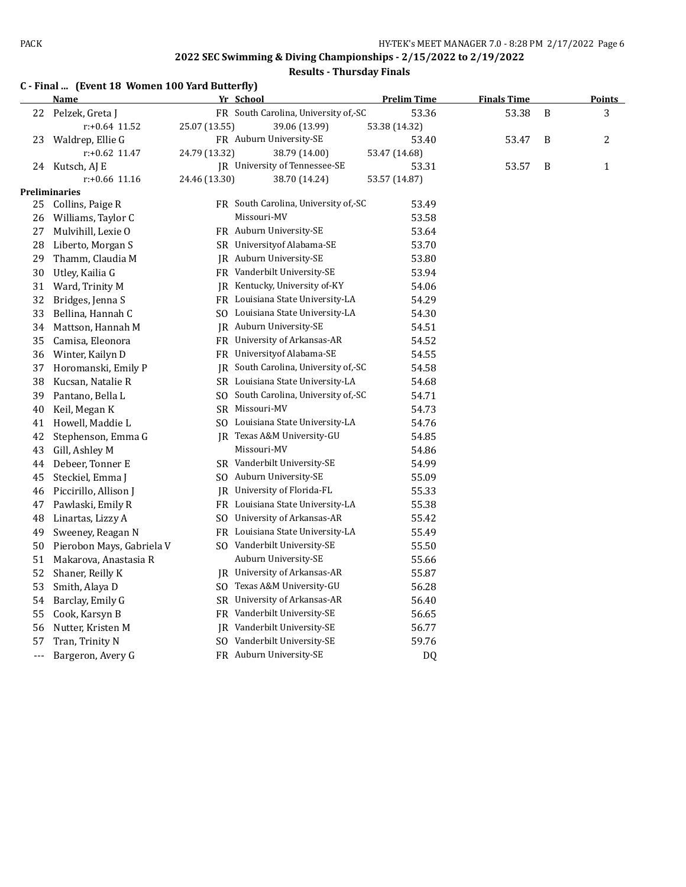## 2022 SEC Swimming & Diving Championships - 2/15/2022 to 2/19/2022

### Results - Thursday Finals

**C - Final ... (Event 18 Women 100 Yard Butterfly)**

| | Name | Yr | School | Prelim Time | Finals Time | | Points |
|---|---|---|---|---|---|---|---|
| 22 | Pelzek, Greta J | FR | South Carolina, University of,-SC | 53.36 | 53.38 | B | 3 |
| | r:+0.64 11.52 | 25.07 (13.55) | 39.06 (13.99) | 53.38 (14.32) | | | |
| 23 | Waldrep, Ellie G | FR | Auburn University-SE | 53.40 | 53.47 | B | 2 |
| | r:+0.62 11.47 | 24.79 (13.32) | 38.79 (14.00) | 53.47 (14.68) | | | |
| 24 | Kutsch, AJ E | JR | University of Tennessee-SE | 53.31 | 53.57 | B | 1 |
| | r:+0.66 11.16 | 24.46 (13.30) | 38.70 (14.24) | 53.57 (14.87) | | | |

**Preliminaries**

| | Name | Yr | School | Prelim Time |
|---|---|---|---|---|
| 25 | Collins, Paige R | FR | South Carolina, University of,-SC | 53.49 |
| 26 | Williams, Taylor C | | Missouri-MV | 53.58 |
| 27 | Mulvihill, Lexie O | FR | Auburn University-SE | 53.64 |
| 28 | Liberto, Morgan S | SR | Universityof Alabama-SE | 53.70 |
| 29 | Thamm, Claudia M | JR | Auburn University-SE | 53.80 |
| 30 | Utley, Kailia G | FR | Vanderbilt University-SE | 53.94 |
| 31 | Ward, Trinity M | JR | Kentucky, University of-KY | 54.06 |
| 32 | Bridges, Jenna S | FR | Louisiana State University-LA | 54.29 |
| 33 | Bellina, Hannah C | SO | Louisiana State University-LA | 54.30 |
| 34 | Mattson, Hannah M | JR | Auburn University-SE | 54.51 |
| 35 | Camisa, Eleonora | FR | University of Arkansas-AR | 54.52 |
| 36 | Winter, Kailyn D | FR | Universityof Alabama-SE | 54.55 |
| 37 | Horomanski, Emily P | JR | South Carolina, University of,-SC | 54.58 |
| 38 | Kucsan, Natalie R | SR | Louisiana State University-LA | 54.68 |
| 39 | Pantano, Bella L | SO | South Carolina, University of,-SC | 54.71 |
| 40 | Keil, Megan K | SR | Missouri-MV | 54.73 |
| 41 | Howell, Maddie L | SO | Louisiana State University-LA | 54.76 |
| 42 | Stephenson, Emma G | JR | Texas A&M University-GU | 54.85 |
| 43 | Gill, Ashley M | | Missouri-MV | 54.86 |
| 44 | Debeer, Tonner E | SR | Vanderbilt University-SE | 54.99 |
| 45 | Steckiel, Emma J | SO | Auburn University-SE | 55.09 |
| 46 | Piccirillo, Allison J | JR | University of Florida-FL | 55.33 |
| 47 | Pawlaski, Emily R | FR | Louisiana State University-LA | 55.38 |
| 48 | Linartas, Lizzy A | SO | University of Arkansas-AR | 55.42 |
| 49 | Sweeney, Reagan N | FR | Louisiana State University-LA | 55.49 |
| 50 | Pierobon Mays, Gabriela V | SO | Vanderbilt University-SE | 55.50 |
| 51 | Makarova, Anastasia R | | Auburn University-SE | 55.66 |
| 52 | Shaner, Reilly K | JR | University of Arkansas-AR | 55.87 |
| 53 | Smith, Alaya D | SO | Texas A&M University-GU | 56.28 |
| 54 | Barclay, Emily G | SR | University of Arkansas-AR | 56.40 |
| 55 | Cook, Karsyn B | FR | Vanderbilt University-SE | 56.65 |
| 56 | Nutter, Kristen M | JR | Vanderbilt University-SE | 56.77 |
| 57 | Tran, Trinity N | SO | Vanderbilt University-SE | 59.76 |
| --- | Bargeron, Avery G | FR | Auburn University-SE | DQ |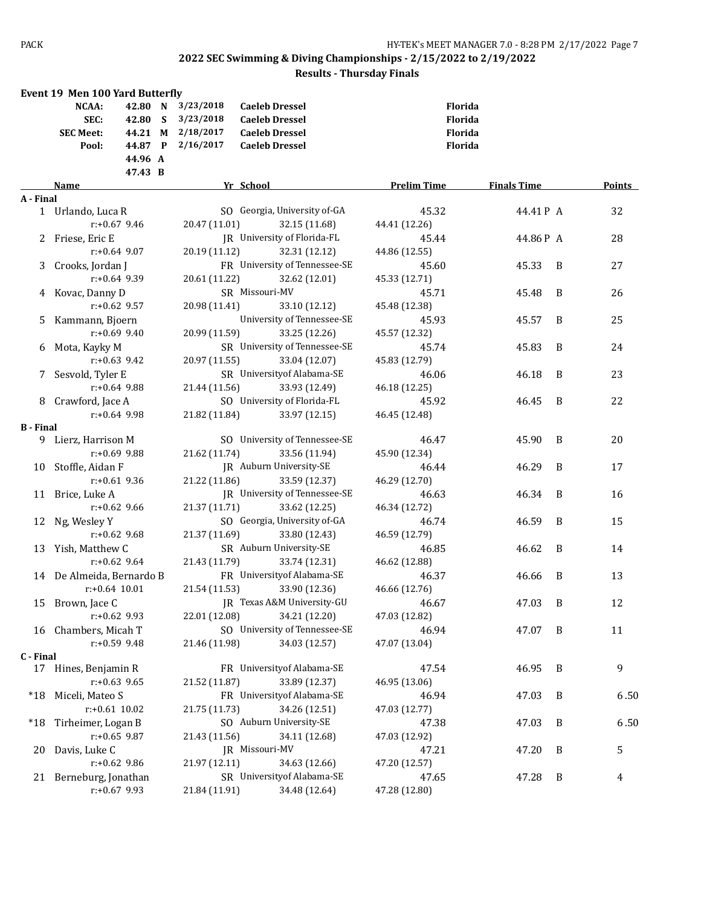# 2022 SEC Swimming & Diving Championships - 2/15/2022 to 2/19/2022

## Results - Thursday Finals

### Event 19 Men 100 Yard Butterfly

| | | | | | |
|---|---|---|---|---|---|
| NCAA: | 42.80 | N | 3/23/2018 | Caeleb Dressel | Florida |
| SEC: | 42.80 | S | 3/23/2018 | Caeleb Dressel | Florida |
| SEC Meet: | 44.21 | M | 2/18/2017 | Caeleb Dressel | Florida |
| Pool: | 44.87 | P | 2/16/2017 | Caeleb Dressel | Florida |
| | 44.96 | A | | | |
| | 47.43 | B | | | |

| Place | Name | Yr | School | Prelim Time | Finals Time | | Points |
|---|---|---|---|---|---|---|---|
| **A - Final** | | | | | | | |
| 1 | Urlando, Luca R | SO | Georgia, University of-GA | 45.32 | 44.41 P | A | 32 |
| | r:+0.67 9.46 | | 20.47 (11.01) 32.15 (11.68) 44.41 (12.26) | | | | |
| 2 | Friese, Eric E | JR | University of Florida-FL | 45.44 | 44.86 P | A | 28 |
| | r:+0.64 9.07 | | 20.19 (11.12) 32.31 (12.12) 44.86 (12.55) | | | | |
| 3 | Crooks, Jordan J | FR | University of Tennessee-SE | 45.60 | 45.33 | B | 27 |
| | r:+0.64 9.39 | | 20.61 (11.22) 32.62 (12.01) 45.33 (12.71) | | | | |
| 4 | Kovac, Danny D | SR | Missouri-MV | 45.71 | 45.48 | B | 26 |
| | r:+0.62 9.57 | | 20.98 (11.41) 33.10 (12.12) 45.48 (12.38) | | | | |
| 5 | Kammann, Bjoern | | University of Tennessee-SE | 45.93 | 45.57 | B | 25 |
| | r:+0.69 9.40 | | 20.99 (11.59) 33.25 (12.26) 45.57 (12.32) | | | | |
| 6 | Mota, Kayky M | SR | University of Tennessee-SE | 45.74 | 45.83 | B | 24 |
| | r:+0.63 9.42 | | 20.97 (11.55) 33.04 (12.07) 45.83 (12.79) | | | | |
| 7 | Sesvold, Tyler E | SR | Universityof Alabama-SE | 46.06 | 46.18 | B | 23 |
| | r:+0.64 9.88 | | 21.44 (11.56) 33.93 (12.49) 46.18 (12.25) | | | | |
| 8 | Crawford, Jace A | SO | University of Florida-FL | 45.92 | 46.45 | B | 22 |
| | r:+0.64 9.98 | | 21.82 (11.84) 33.97 (12.15) 46.45 (12.48) | | | | |
| **B - Final** | | | | | | | |
| 9 | Lierz, Harrison M | SO | University of Tennessee-SE | 46.47 | 45.90 | B | 20 |
| | r:+0.69 9.88 | | 21.62 (11.74) 33.56 (11.94) 45.90 (12.34) | | | | |
| 10 | Stoffle, Aidan F | JR | Auburn University-SE | 46.44 | 46.29 | B | 17 |
| | r:+0.61 9.36 | | 21.22 (11.86) 33.59 (12.37) 46.29 (12.70) | | | | |
| 11 | Brice, Luke A | JR | University of Tennessee-SE | 46.63 | 46.34 | B | 16 |
| | r:+0.62 9.66 | | 21.37 (11.71) 33.62 (12.25) 46.34 (12.72) | | | | |
| 12 | Ng, Wesley Y | SO | Georgia, University of-GA | 46.74 | 46.59 | B | 15 |
| | r:+0.62 9.68 | | 21.37 (11.69) 33.80 (12.43) 46.59 (12.79) | | | | |
| 13 | Yish, Matthew C | SR | Auburn University-SE | 46.85 | 46.62 | B | 14 |
| | r:+0.62 9.64 | | 21.43 (11.79) 33.74 (12.31) 46.62 (12.88) | | | | |
| 14 | De Almeida, Bernardo B | FR | Universityof Alabama-SE | 46.37 | 46.66 | B | 13 |
| | r:+0.64 10.01 | | 21.54 (11.53) 33.90 (12.36) 46.66 (12.76) | | | | |
| 15 | Brown, Jace C | JR | Texas A&M University-GU | 46.67 | 47.03 | B | 12 |
| | r:+0.62 9.93 | | 22.01 (12.08) 34.21 (12.20) 47.03 (12.82) | | | | |
| 16 | Chambers, Micah T | SO | University of Tennessee-SE | 46.94 | 47.07 | B | 11 |
| | r:+0.59 9.48 | | 21.46 (11.98) 34.03 (12.57) 47.07 (13.04) | | | | |
| **C - Final** | | | | | | | |
| 17 | Hines, Benjamin R | FR | Universityof Alabama-SE | 47.54 | 46.95 | B | 9 |
| | r:+0.63 9.65 | | 21.52 (11.87) 33.89 (12.37) 46.95 (13.06) | | | | |
| *18 | Miceli, Mateo S | FR | Universityof Alabama-SE | 46.94 | 47.03 | B | 6.50 |
| | r:+0.61 10.02 | | 21.75 (11.73) 34.26 (12.51) 47.03 (12.77) | | | | |
| *18 | Tirheimer, Logan B | SO | Auburn University-SE | 47.38 | 47.03 | B | 6.50 |
| | r:+0.65 9.87 | | 21.43 (11.56) 34.11 (12.68) 47.03 (12.92) | | | | |
| 20 | Davis, Luke C | JR | Missouri-MV | 47.21 | 47.20 | B | 5 |
| | r:+0.62 9.86 | | 21.97 (12.11) 34.63 (12.66) 47.20 (12.57) | | | | |
| 21 | Berneburg, Jonathan | SR | Universityof Alabama-SE | 47.65 | 47.28 | B | 4 |
| | r:+0.67 9.93 | | 21.84 (11.91) 34.48 (12.64) 47.28 (12.80) | | | | |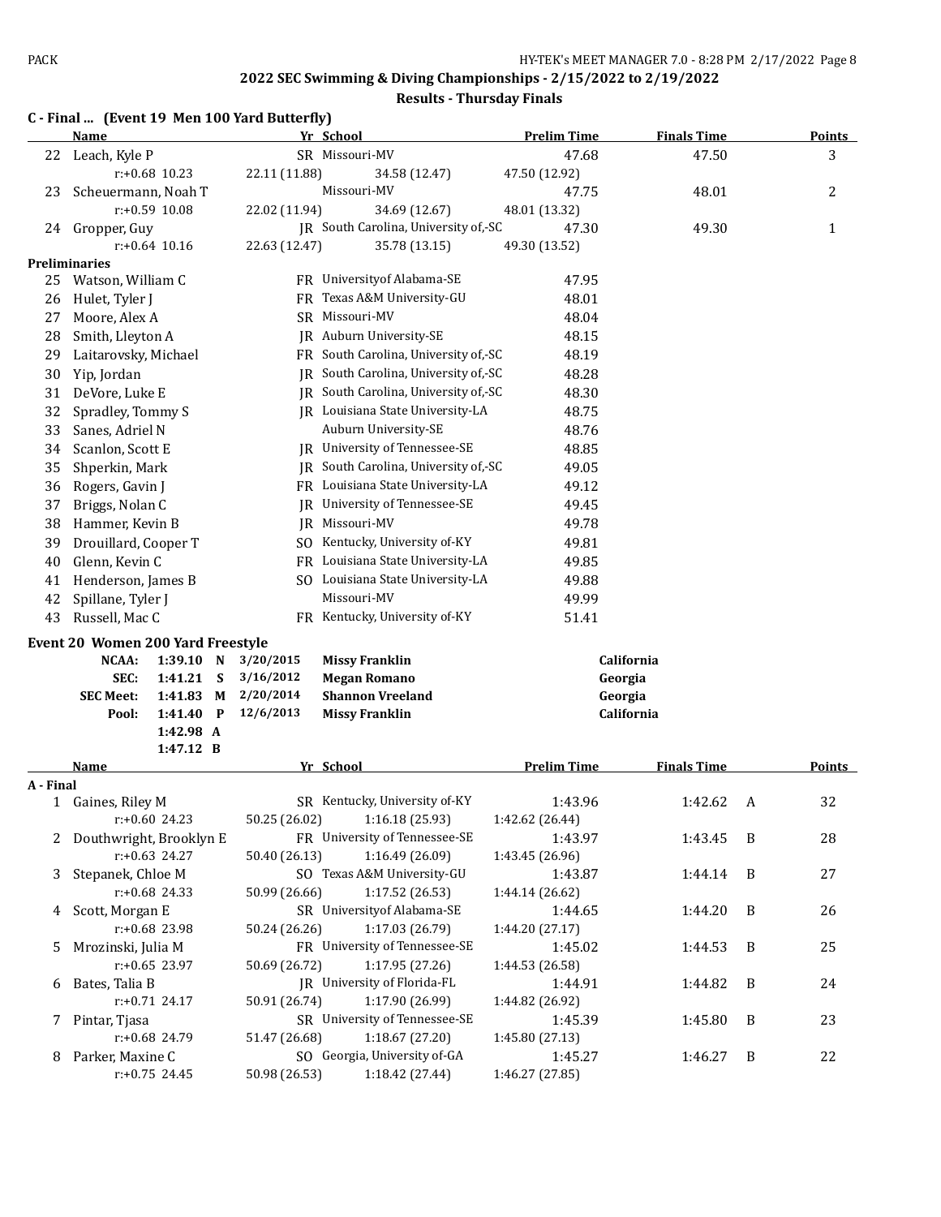## 2022 SEC Swimming & Diving Championships - 2/15/2022 to 2/19/2022

### Results - Thursday Finals

**C - Final ... (Event 19 Men 100 Yard Butterfly)**

| | Name | Yr | School | Prelim Time | Finals Time | Points |
|---|---|---|---|---|---|---|
| 22 | Leach, Kyle P | SR | Missouri-MV | 47.68 | 47.50 | 3 |
| | r:+0.68 10.23 | 22.11 (11.88) | 34.58 (12.47) | 47.50 (12.92) | | |
| 23 | Scheuermann, Noah T | | Missouri-MV | 47.75 | 48.01 | 2 |
| | r:+0.59 10.08 | 22.02 (11.94) | 34.69 (12.67) | 48.01 (13.32) | | |
| 24 | Gropper, Guy | JR | South Carolina, University of,-SC | 47.30 | 49.30 | 1 |
| | r:+0.64 10.16 | 22.63 (12.47) | 35.78 (13.15) | 49.30 (13.52) | | |

**Preliminaries**

| | Name | Yr | School | Prelim Time |
|---|---|---|---|---|
| 25 | Watson, William C | FR | Universityof Alabama-SE | 47.95 |
| 26 | Hulet, Tyler J | FR | Texas A&M University-GU | 48.01 |
| 27 | Moore, Alex A | SR | Missouri-MV | 48.04 |
| 28 | Smith, Lleyton A | JR | Auburn University-SE | 48.15 |
| 29 | Laitarovsky, Michael | FR | South Carolina, University of,-SC | 48.19 |
| 30 | Yip, Jordan | JR | South Carolina, University of,-SC | 48.28 |
| 31 | DeVore, Luke E | JR | South Carolina, University of,-SC | 48.30 |
| 32 | Spradley, Tommy S | JR | Louisiana State University-LA | 48.75 |
| 33 | Sanes, Adriel N | | Auburn University-SE | 48.76 |
| 34 | Scanlon, Scott E | JR | University of Tennessee-SE | 48.85 |
| 35 | Shperkin, Mark | JR | South Carolina, University of,-SC | 49.05 |
| 36 | Rogers, Gavin J | FR | Louisiana State University-LA | 49.12 |
| 37 | Briggs, Nolan C | JR | University of Tennessee-SE | 49.45 |
| 38 | Hammer, Kevin B | JR | Missouri-MV | 49.78 |
| 39 | Drouillard, Cooper T | SO | Kentucky, University of-KY | 49.81 |
| 40 | Glenn, Kevin C | FR | Louisiana State University-LA | 49.85 |
| 41 | Henderson, James B | SO | Louisiana State University-LA | 49.88 |
| 42 | Spillane, Tyler J | | Missouri-MV | 49.99 |
| 43 | Russell, Mac C | FR | Kentucky, University of-KY | 51.41 |

**Event 20 Women 200 Yard Freestyle**

| | Time | | Date | Name | School |
|---|---|---|---|---|---|
| NCAA: | 1:39.10 | N | 3/20/2015 | Missy Franklin | California |
| SEC: | 1:41.21 | S | 3/16/2012 | Megan Romano | Georgia |
| SEC Meet: | 1:41.83 | M | 2/20/2014 | Shannon Vreeland | Georgia |
| Pool: | 1:41.40 | P | 12/6/2013 | Missy Franklin | California |
| | 1:42.98 | A | | | |
| | 1:47.12 | B | | | |

**A - Final**

| | Name | Yr | School | Prelim Time | Finals Time | | Points |
|---|---|---|---|---|---|---|---|
| 1 | Gaines, Riley M | SR | Kentucky, University of-KY | 1:43.96 | 1:42.62 | A | 32 |
| | r:+0.60 24.23 | 50.25 (26.02) | 1:16.18 (25.93) | 1:42.62 (26.44) | | | |
| 2 | Douthwright, Brooklyn E | FR | University of Tennessee-SE | 1:43.97 | 1:43.45 | B | 28 |
| | r:+0.63 24.27 | 50.40 (26.13) | 1:16.49 (26.09) | 1:43.45 (26.96) | | | |
| 3 | Stepanek, Chloe M | SO | Texas A&M University-GU | 1:43.87 | 1:44.14 | B | 27 |
| | r:+0.68 24.33 | 50.99 (26.66) | 1:17.52 (26.53) | 1:44.14 (26.62) | | | |
| 4 | Scott, Morgan E | SR | Universityof Alabama-SE | 1:44.65 | 1:44.20 | B | 26 |
| | r:+0.68 23.98 | 50.24 (26.26) | 1:17.03 (26.79) | 1:44.20 (27.17) | | | |
| 5 | Mrozinski, Julia M | FR | University of Tennessee-SE | 1:45.02 | 1:44.53 | B | 25 |
| | r:+0.65 23.97 | 50.69 (26.72) | 1:17.95 (27.26) | 1:44.53 (26.58) | | | |
| 6 | Bates, Talia B | JR | University of Florida-FL | 1:44.91 | 1:44.82 | B | 24 |
| | r:+0.71 24.17 | 50.91 (26.74) | 1:17.90 (26.99) | 1:44.82 (26.92) | | | |
| 7 | Pintar, Tjasa | SR | University of Tennessee-SE | 1:45.39 | 1:45.80 | B | 23 |
| | r:+0.68 24.79 | 51.47 (26.68) | 1:18.67 (27.20) | 1:45.80 (27.13) | | | |
| 8 | Parker, Maxine C | SO | Georgia, University of-GA | 1:45.27 | 1:46.27 | B | 22 |
| | r:+0.75 24.45 | 50.98 (26.53) | 1:18.42 (27.44) | 1:46.27 (27.85) | | | |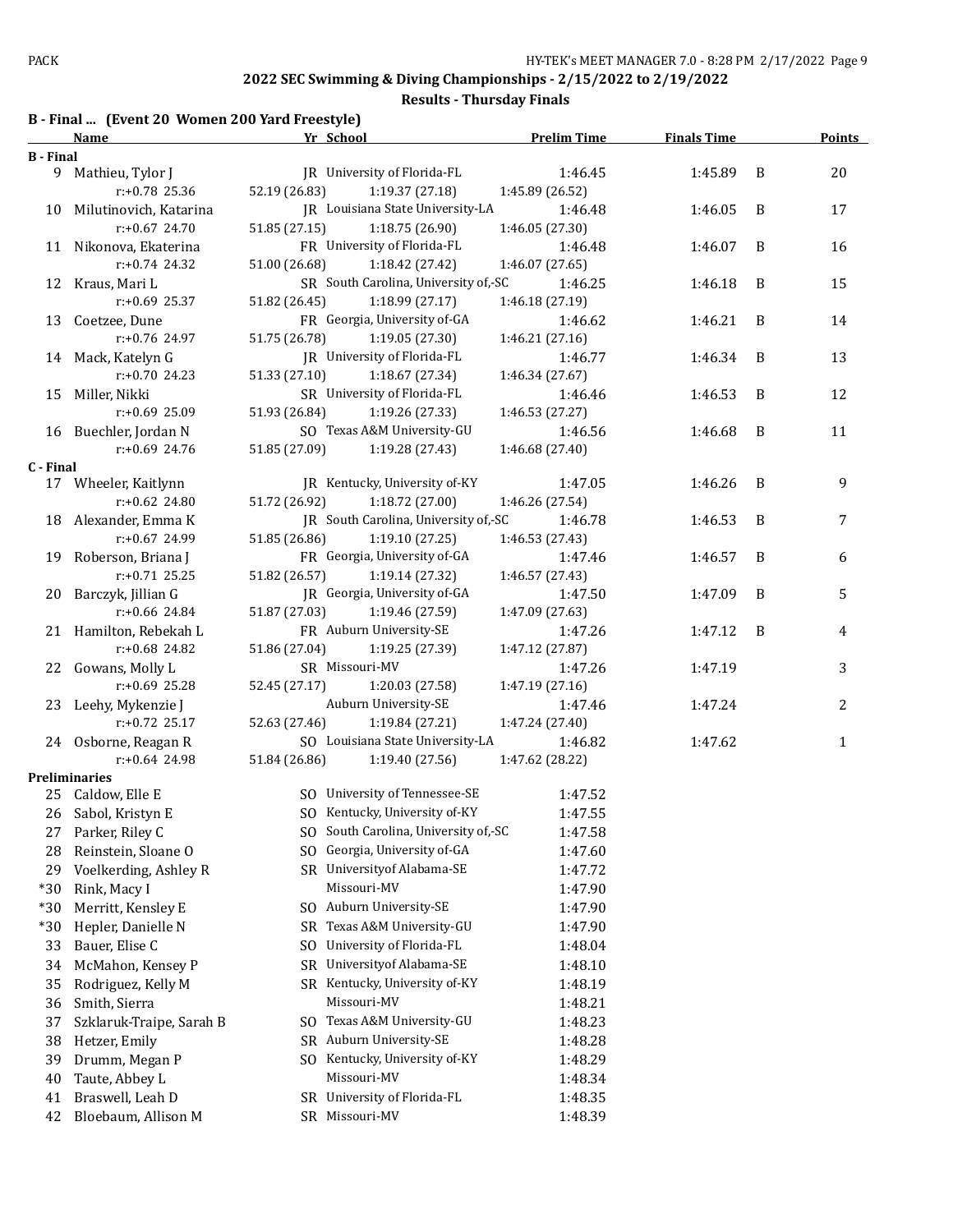## 2022 SEC Swimming & Diving Championships - 2/15/2022 to 2/19/2022

### Results - Thursday Finals

**B - Final ... (Event 20 Women 200 Yard Freestyle)**

| | Name | Yr | School | Prelim Time | Finals Time | | Points |
|---|---|---|---|---|---|---|---|
| **B - Final** | | | | | | | |
| 9 | Mathieu, Tylor J | JR | University of Florida-FL | 1:46.45 | 1:45.89 | B | 20 |
| | r:+0.78 25.36 | 52.19 (26.83) | 1:19.37 (27.18) | 1:45.89 (26.52) | | | |
| 10 | Milutinovich, Katarina | JR | Louisiana State University-LA | 1:46.48 | 1:46.05 | B | 17 |
| | r:+0.67 24.70 | 51.85 (27.15) | 1:18.75 (26.90) | 1:46.05 (27.30) | | | |
| 11 | Nikonova, Ekaterina | FR | University of Florida-FL | 1:46.48 | 1:46.07 | B | 16 |
| | r:+0.74 24.32 | 51.00 (26.68) | 1:18.42 (27.42) | 1:46.07 (27.65) | | | |
| 12 | Kraus, Mari L | SR | South Carolina, University of,-SC | 1:46.25 | 1:46.18 | B | 15 |
| | r:+0.69 25.37 | 51.82 (26.45) | 1:18.99 (27.17) | 1:46.18 (27.19) | | | |
| 13 | Coetzee, Dune | FR | Georgia, University of-GA | 1:46.62 | 1:46.21 | B | 14 |
| | r:+0.76 24.97 | 51.75 (26.78) | 1:19.05 (27.30) | 1:46.21 (27.16) | | | |
| 14 | Mack, Katelyn G | JR | University of Florida-FL | 1:46.77 | 1:46.34 | B | 13 |
| | r:+0.70 24.23 | 51.33 (27.10) | 1:18.67 (27.34) | 1:46.34 (27.67) | | | |
| 15 | Miller, Nikki | SR | University of Florida-FL | 1:46.46 | 1:46.53 | B | 12 |
| | r:+0.69 25.09 | 51.93 (26.84) | 1:19.26 (27.33) | 1:46.53 (27.27) | | | |
| 16 | Buechler, Jordan N | SO | Texas A&M University-GU | 1:46.56 | 1:46.68 | B | 11 |
| | r:+0.69 24.76 | 51.85 (27.09) | 1:19.28 (27.43) | 1:46.68 (27.40) | | | |
| **C - Final** | | | | | | | |
| 17 | Wheeler, Kaitlynn | JR | Kentucky, University of-KY | 1:47.05 | 1:46.26 | B | 9 |
| | r:+0.62 24.80 | 51.72 (26.92) | 1:18.72 (27.00) | 1:46.26 (27.54) | | | |
| 18 | Alexander, Emma K | JR | South Carolina, University of,-SC | 1:46.78 | 1:46.53 | B | 7 |
| | r:+0.67 24.99 | 51.85 (26.86) | 1:19.10 (27.25) | 1:46.53 (27.43) | | | |
| 19 | Roberson, Briana J | FR | Georgia, University of-GA | 1:47.46 | 1:46.57 | B | 6 |
| | r:+0.71 25.25 | 51.82 (26.57) | 1:19.14 (27.32) | 1:46.57 (27.43) | | | |
| 20 | Barczyk, Jillian G | JR | Georgia, University of-GA | 1:47.50 | 1:47.09 | B | 5 |
| | r:+0.66 24.84 | 51.87 (27.03) | 1:19.46 (27.59) | 1:47.09 (27.63) | | | |
| 21 | Hamilton, Rebekah L | FR | Auburn University-SE | 1:47.26 | 1:47.12 | B | 4 |
| | r:+0.68 24.82 | 51.86 (27.04) | 1:19.25 (27.39) | 1:47.12 (27.87) | | | |
| 22 | Gowans, Molly L | SR | Missouri-MV | 1:47.26 | 1:47.19 | | 3 |
| | r:+0.69 25.28 | 52.45 (27.17) | 1:20.03 (27.58) | 1:47.19 (27.16) | | | |
| 23 | Leehy, Mykenzie J | | Auburn University-SE | 1:47.46 | 1:47.24 | | 2 |
| | r:+0.72 25.17 | 52.63 (27.46) | 1:19.84 (27.21) | 1:47.24 (27.40) | | | |
| 24 | Osborne, Reagan R | SO | Louisiana State University-LA | 1:46.82 | 1:47.62 | | 1 |
| | r:+0.64 24.98 | 51.84 (26.86) | 1:19.40 (27.56) | 1:47.62 (28.22) | | | |
| **Preliminaries** | | | | | | | |
| 25 | Caldow, Elle E | SO | University of Tennessee-SE | 1:47.52 | | | |
| 26 | Sabol, Kristyn E | SO | Kentucky, University of-KY | 1:47.55 | | | |
| 27 | Parker, Riley C | SO | South Carolina, University of,-SC | 1:47.58 | | | |
| 28 | Reinstein, Sloane O | SO | Georgia, University of-GA | 1:47.60 | | | |
| 29 | Voelkerding, Ashley R | SR | Universityof Alabama-SE | 1:47.72 | | | |
| *30 | Rink, Macy I | | Missouri-MV | 1:47.90 | | | |
| *30 | Merritt, Kensley E | SO | Auburn University-SE | 1:47.90 | | | |
| *30 | Hepler, Danielle N | SR | Texas A&M University-GU | 1:47.90 | | | |
| 33 | Bauer, Elise C | SO | University of Florida-FL | 1:48.04 | | | |
| 34 | McMahon, Kensey P | SR | Universityof Alabama-SE | 1:48.10 | | | |
| 35 | Rodriguez, Kelly M | SR | Kentucky, University of-KY | 1:48.19 | | | |
| 36 | Smith, Sierra | | Missouri-MV | 1:48.21 | | | |
| 37 | Szklaruk-Traipe, Sarah B | SO | Texas A&M University-GU | 1:48.23 | | | |
| 38 | Hetzer, Emily | SR | Auburn University-SE | 1:48.28 | | | |
| 39 | Drumm, Megan P | SO | Kentucky, University of-KY | 1:48.29 | | | |
| 40 | Taute, Abbey L | | Missouri-MV | 1:48.34 | | | |
| 41 | Braswell, Leah D | SR | University of Florida-FL | 1:48.35 | | | |
| 42 | Bloebaum, Allison M | SR | Missouri-MV | 1:48.39 | | | |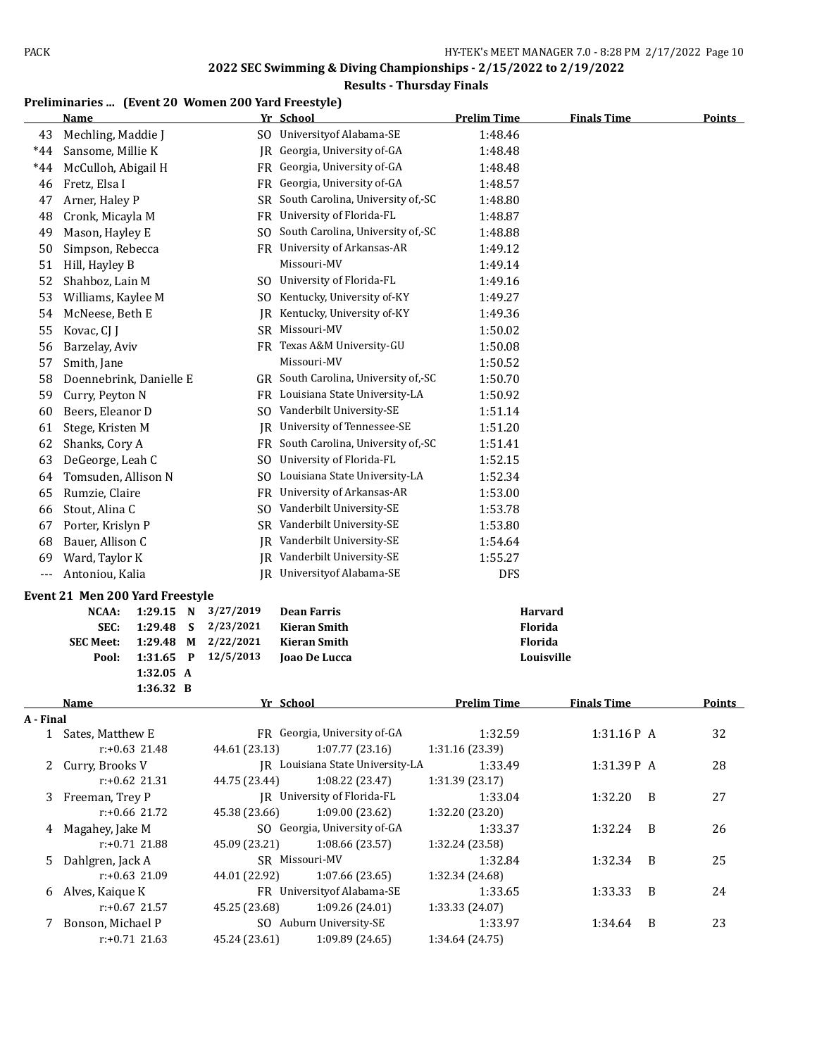## 2022 SEC Swimming & Diving Championships - 2/15/2022 to 2/19/2022

### Results - Thursday Finals

### Preliminaries ... (Event 20 Women 200 Yard Freestyle)

| | Name | Yr | School | Prelim Time | Finals Time | Points |
|---|---|---|---|---|---|---|
| 43 | Mechling, Maddie J | SO | Universityof Alabama-SE | 1:48.46 | | |
| *44 | Sansome, Millie K | JR | Georgia, University of-GA | 1:48.48 | | |
| *44 | McCulloh, Abigail H | FR | Georgia, University of-GA | 1:48.48 | | |
| 46 | Fretz, Elsa I | FR | Georgia, University of-GA | 1:48.57 | | |
| 47 | Arner, Haley P | SR | South Carolina, University of,-SC | 1:48.80 | | |
| 48 | Cronk, Micayla M | FR | University of Florida-FL | 1:48.87 | | |
| 49 | Mason, Hayley E | SO | South Carolina, University of,-SC | 1:48.88 | | |
| 50 | Simpson, Rebecca | FR | University of Arkansas-AR | 1:49.12 | | |
| 51 | Hill, Hayley B | | Missouri-MV | 1:49.14 | | |
| 52 | Shahboz, Lain M | SO | University of Florida-FL | 1:49.16 | | |
| 53 | Williams, Kaylee M | SO | Kentucky, University of-KY | 1:49.27 | | |
| 54 | McNeese, Beth E | JR | Kentucky, University of-KY | 1:49.36 | | |
| 55 | Kovac, CJ J | SR | Missouri-MV | 1:50.02 | | |
| 56 | Barzelay, Aviv | FR | Texas A&M University-GU | 1:50.08 | | |
| 57 | Smith, Jane | | Missouri-MV | 1:50.52 | | |
| 58 | Doennebrink, Danielle E | GR | South Carolina, University of,-SC | 1:50.70 | | |
| 59 | Curry, Peyton N | FR | Louisiana State University-LA | 1:50.92 | | |
| 60 | Beers, Eleanor D | SO | Vanderbilt University-SE | 1:51.14 | | |
| 61 | Stege, Kristen M | JR | University of Tennessee-SE | 1:51.20 | | |
| 62 | Shanks, Cory A | FR | South Carolina, University of,-SC | 1:51.41 | | |
| 63 | DeGeorge, Leah C | SO | University of Florida-FL | 1:52.15 | | |
| 64 | Tomsuden, Allison N | SO | Louisiana State University-LA | 1:52.34 | | |
| 65 | Rumzie, Claire | FR | University of Arkansas-AR | 1:53.00 | | |
| 66 | Stout, Alina C | SO | Vanderbilt University-SE | 1:53.78 | | |
| 67 | Porter, Krislyn P | SR | Vanderbilt University-SE | 1:53.80 | | |
| 68 | Bauer, Allison C | JR | Vanderbilt University-SE | 1:54.64 | | |
| 69 | Ward, Taylor K | JR | Vanderbilt University-SE | 1:55.27 | | |
| --- | Antoniou, Kalia | JR | Universityof Alabama-SE | DFS | | |

### Event 21 Men 200 Yard Freestyle

| | | | | | |
|---|---|---|---|---|---|
| NCAA: | 1:29.15 | N | 3/27/2019 | Dean Farris | Harvard |
| SEC: | 1:29.48 | S | 2/23/2021 | Kieran Smith | Florida |
| SEC Meet: | 1:29.48 | M | 2/22/2021 | Kieran Smith | Florida |
| Pool: | 1:31.65 | P | 12/5/2013 | Joao De Lucca | Louisville |
| | 1:32.05 | A | | | |
| | 1:36.32 | B | | | |

**A - Final**

| | Name | Yr | School | Prelim Time | Finals Time | Points |
|---|---|---|---|---|---|---|
| 1 | Sates, Matthew E | FR | Georgia, University of-GA | 1:32.59 | 1:31.16 P A | 32 |
| | r:+0.63 21.48 | 44.61 (23.13) | 1:07.77 (23.16) | 1:31.16 (23.39) | | |
| 2 | Curry, Brooks V | JR | Louisiana State University-LA | 1:33.49 | 1:31.39 P A | 28 |
| | r:+0.62 21.31 | 44.75 (23.44) | 1:08.22 (23.47) | 1:31.39 (23.17) | | |
| 3 | Freeman, Trey P | JR | University of Florida-FL | 1:33.04 | 1:32.20 B | 27 |
| | r:+0.66 21.72 | 45.38 (23.66) | 1:09.00 (23.62) | 1:32.20 (23.20) | | |
| 4 | Magahey, Jake M | SO | Georgia, University of-GA | 1:33.37 | 1:32.24 B | 26 |
| | r:+0.71 21.88 | 45.09 (23.21) | 1:08.66 (23.57) | 1:32.24 (23.58) | | |
| 5 | Dahlgren, Jack A | SR | Missouri-MV | 1:32.84 | 1:32.34 B | 25 |
| | r:+0.63 21.09 | 44.01 (22.92) | 1:07.66 (23.65) | 1:32.34 (24.68) | | |
| 6 | Alves, Kaique K | FR | Universityof Alabama-SE | 1:33.65 | 1:33.33 B | 24 |
| | r:+0.67 21.57 | 45.25 (23.68) | 1:09.26 (24.01) | 1:33.33 (24.07) | | |
| 7 | Bonson, Michael P | SO | Auburn University-SE | 1:33.97 | 1:34.64 B | 23 |
| | r:+0.71 21.63 | 45.24 (23.61) | 1:09.89 (24.65) | 1:34.64 (24.75) | | |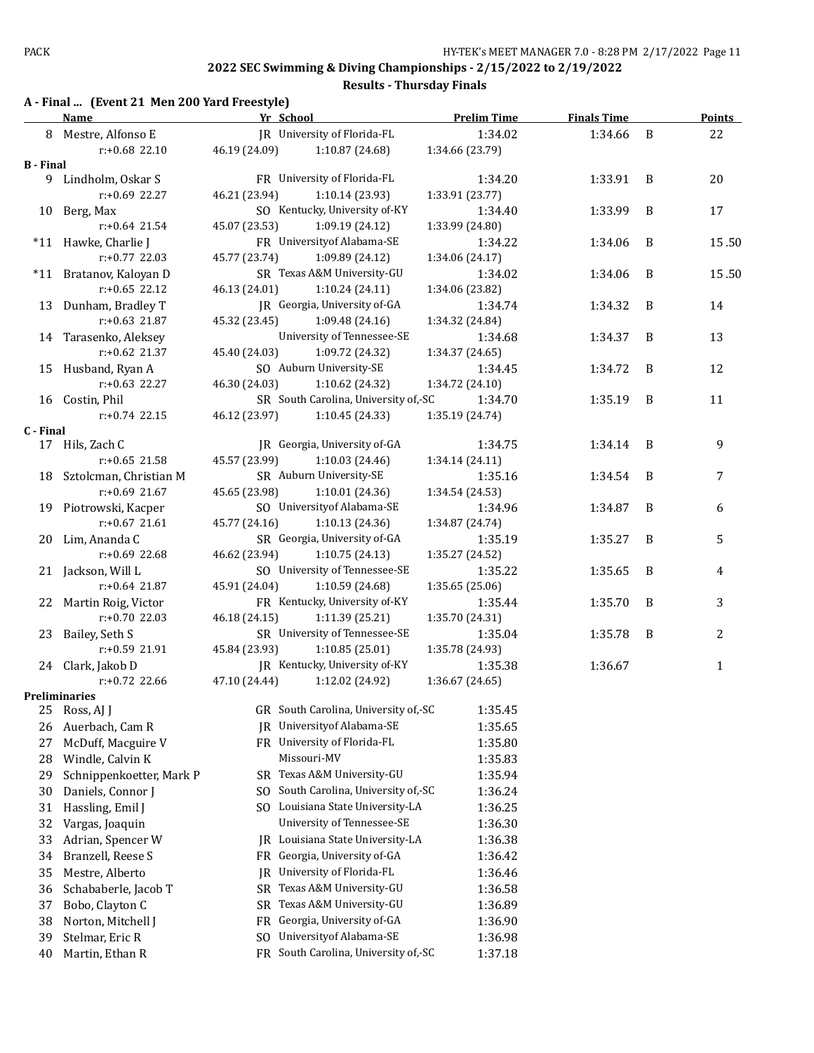## 2022 SEC Swimming & Diving Championships - 2/15/2022 to 2/19/2022

### Results - Thursday Finals

**A - Final ... (Event 21 Men 200 Yard Freestyle)**

| | Name | Yr | School | Prelim Time | Finals Time | | Points |
|---|---|---|---|---|---|---|---|
| 8 | Mestre, Alfonso E | JR | University of Florida-FL | 1:34.02 | 1:34.66 | B | 22 |
| | r:+0.68 22.10 | 46.19 (24.09) | 1:10.87 (24.68) | 1:34.66 (23.79) | | | |
| **B - Final** | | | | | | | |
| 9 | Lindholm, Oskar S | FR | University of Florida-FL | 1:34.20 | 1:33.91 | B | 20 |
| | r:+0.69 22.27 | 46.21 (23.94) | 1:10.14 (23.93) | 1:33.91 (23.77) | | | |
| 10 | Berg, Max | SO | Kentucky, University of-KY | 1:34.40 | 1:33.99 | B | 17 |
| | r:+0.64 21.54 | 45.07 (23.53) | 1:09.19 (24.12) | 1:33.99 (24.80) | | | |
| *11 | Hawke, Charlie J | FR | Universityof Alabama-SE | 1:34.22 | 1:34.06 | B | 15.50 |
| | r:+0.77 22.03 | 45.77 (23.74) | 1:09.89 (24.12) | 1:34.06 (24.17) | | | |
| *11 | Bratanov, Kaloyan D | SR | Texas A&M University-GU | 1:34.02 | 1:34.06 | B | 15.50 |
| | r:+0.65 22.12 | 46.13 (24.01) | 1:10.24 (24.11) | 1:34.06 (23.82) | | | |
| 13 | Dunham, Bradley T | JR | Georgia, University of-GA | 1:34.74 | 1:34.32 | B | 14 |
| | r:+0.63 21.87 | 45.32 (23.45) | 1:09.48 (24.16) | 1:34.32 (24.84) | | | |
| 14 | Tarasenko, Aleksey | | University of Tennessee-SE | 1:34.68 | 1:34.37 | B | 13 |
| | r:+0.62 21.37 | 45.40 (24.03) | 1:09.72 (24.32) | 1:34.37 (24.65) | | | |
| 15 | Husband, Ryan A | SO | Auburn University-SE | 1:34.45 | 1:34.72 | B | 12 |
| | r:+0.63 22.27 | 46.30 (24.03) | 1:10.62 (24.32) | 1:34.72 (24.10) | | | |
| 16 | Costin, Phil | SR | South Carolina, University of,-SC | 1:34.70 | 1:35.19 | B | 11 |
| | r:+0.74 22.15 | 46.12 (23.97) | 1:10.45 (24.33) | 1:35.19 (24.74) | | | |
| **C - Final** | | | | | | | |
| 17 | Hils, Zach C | JR | Georgia, University of-GA | 1:34.75 | 1:34.14 | B | 9 |
| | r:+0.65 21.58 | 45.57 (23.99) | 1:10.03 (24.46) | 1:34.14 (24.11) | | | |
| 18 | Sztolcman, Christian M | SR | Auburn University-SE | 1:35.16 | 1:34.54 | B | 7 |
| | r:+0.69 21.67 | 45.65 (23.98) | 1:10.01 (24.36) | 1:34.54 (24.53) | | | |
| 19 | Piotrowski, Kacper | SO | Universityof Alabama-SE | 1:34.96 | 1:34.87 | B | 6 |
| | r:+0.67 21.61 | 45.77 (24.16) | 1:10.13 (24.36) | 1:34.87 (24.74) | | | |
| 20 | Lim, Ananda C | SR | Georgia, University of-GA | 1:35.19 | 1:35.27 | B | 5 |
| | r:+0.69 22.68 | 46.62 (23.94) | 1:10.75 (24.13) | 1:35.27 (24.52) | | | |
| 21 | Jackson, Will L | SO | University of Tennessee-SE | 1:35.22 | 1:35.65 | B | 4 |
| | r:+0.64 21.87 | 45.91 (24.04) | 1:10.59 (24.68) | 1:35.65 (25.06) | | | |
| 22 | Martin Roig, Victor | FR | Kentucky, University of-KY | 1:35.44 | 1:35.70 | B | 3 |
| | r:+0.70 22.03 | 46.18 (24.15) | 1:11.39 (25.21) | 1:35.70 (24.31) | | | |
| 23 | Bailey, Seth S | SR | University of Tennessee-SE | 1:35.04 | 1:35.78 | B | 2 |
| | r:+0.59 21.91 | 45.84 (23.93) | 1:10.85 (25.01) | 1:35.78 (24.93) | | | |
| 24 | Clark, Jakob D | JR | Kentucky, University of-KY | 1:35.38 | 1:36.67 | | 1 |
| | r:+0.72 22.66 | 47.10 (24.44) | 1:12.02 (24.92) | 1:36.67 (24.65) | | | |
| **Preliminaries** | | | | | | | |
| 25 | Ross, AJ J | GR | South Carolina, University of,-SC | 1:35.45 | | | |
| 26 | Auerbach, Cam R | JR | Universityof Alabama-SE | 1:35.65 | | | |
| 27 | McDuff, Macguire V | FR | University of Florida-FL | 1:35.80 | | | |
| 28 | Windle, Calvin K | | Missouri-MV | 1:35.83 | | | |
| 29 | Schnippenkoetter, Mark P | SR | Texas A&M University-GU | 1:35.94 | | | |
| 30 | Daniels, Connor J | SO | South Carolina, University of,-SC | 1:36.24 | | | |
| 31 | Hassling, Emil J | SO | Louisiana State University-LA | 1:36.25 | | | |
| 32 | Vargas, Joaquin | | University of Tennessee-SE | 1:36.30 | | | |
| 33 | Adrian, Spencer W | JR | Louisiana State University-LA | 1:36.38 | | | |
| 34 | Branzell, Reese S | FR | Georgia, University of-GA | 1:36.42 | | | |
| 35 | Mestre, Alberto | JR | University of Florida-FL | 1:36.46 | | | |
| 36 | Schababerle, Jacob T | SR | Texas A&M University-GU | 1:36.58 | | | |
| 37 | Bobo, Clayton C | SR | Texas A&M University-GU | 1:36.89 | | | |
| 38 | Norton, Mitchell J | FR | Georgia, University of-GA | 1:36.90 | | | |
| 39 | Stelmar, Eric R | SO | Universityof Alabama-SE | 1:36.98 | | | |
| 40 | Martin, Ethan R | FR | South Carolina, University of,-SC | 1:37.18 | | | |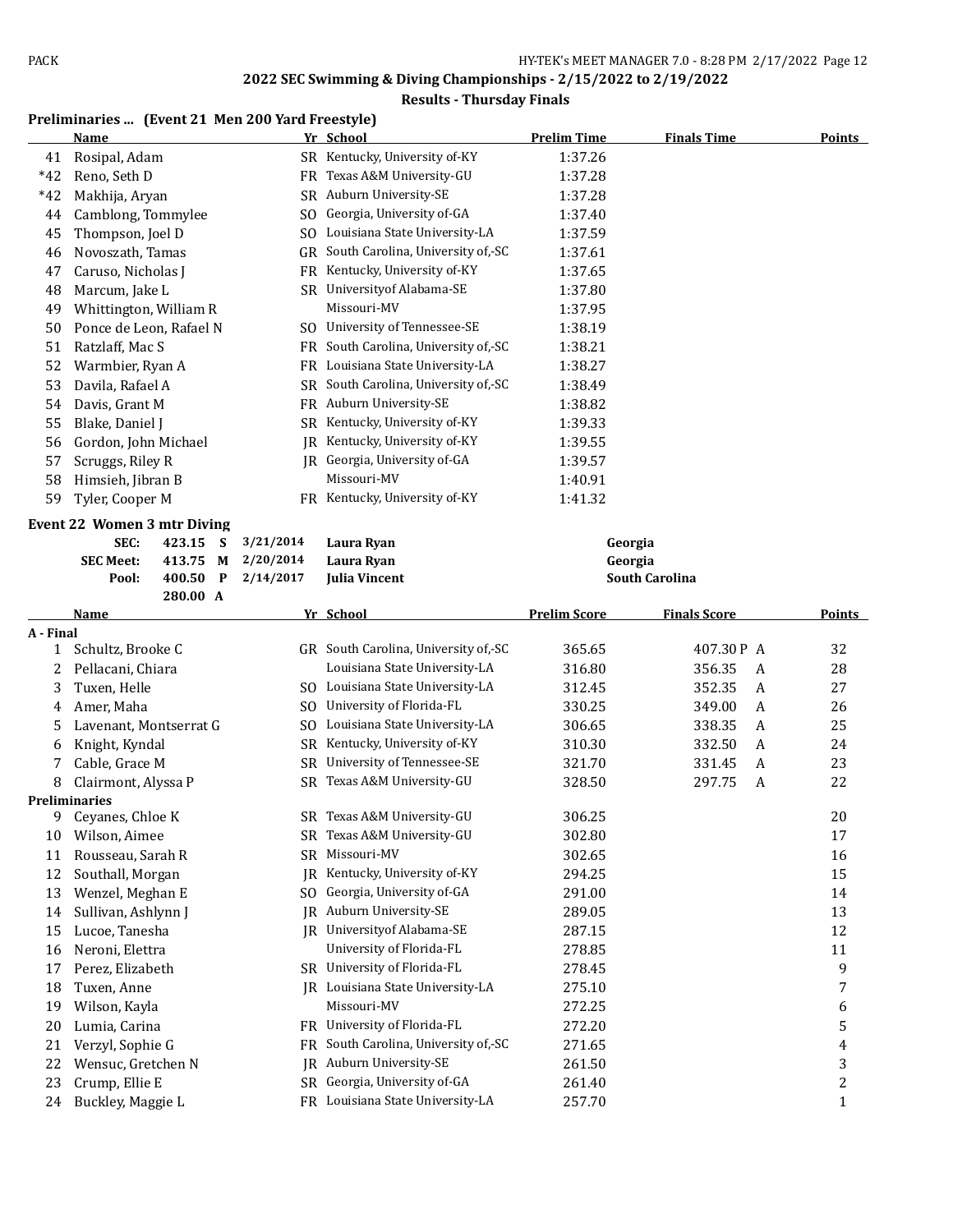## 2022 SEC Swimming & Diving Championships - 2/15/2022 to 2/19/2022

### Results - Thursday Finals

### Preliminaries ... (Event 21 Men 200 Yard Freestyle)

| | Name | Yr | School | Prelim Time | Finals Time | Points |
|---|---|---|---|---|---|---|
| 41 | Rosipal, Adam | SR | Kentucky, University of-KY | 1:37.26 | | |
| *42 | Reno, Seth D | FR | Texas A&M University-GU | 1:37.28 | | |
| *42 | Makhija, Aryan | SR | Auburn University-SE | 1:37.28 | | |
| 44 | Camblong, Tommylee | SO | Georgia, University of-GA | 1:37.40 | | |
| 45 | Thompson, Joel D | SO | Louisiana State University-LA | 1:37.59 | | |
| 46 | Novoszath, Tamas | GR | South Carolina, University of,-SC | 1:37.61 | | |
| 47 | Caruso, Nicholas J | FR | Kentucky, University of-KY | 1:37.65 | | |
| 48 | Marcum, Jake L | SR | Universityof Alabama-SE | 1:37.80 | | |
| 49 | Whittington, William R | | Missouri-MV | 1:37.95 | | |
| 50 | Ponce de Leon, Rafael N | SO | University of Tennessee-SE | 1:38.19 | | |
| 51 | Ratzlaff, Mac S | FR | South Carolina, University of,-SC | 1:38.21 | | |
| 52 | Warmbier, Ryan A | FR | Louisiana State University-LA | 1:38.27 | | |
| 53 | Davila, Rafael A | SR | South Carolina, University of,-SC | 1:38.49 | | |
| 54 | Davis, Grant M | FR | Auburn University-SE | 1:38.82 | | |
| 55 | Blake, Daniel J | SR | Kentucky, University of-KY | 1:39.33 | | |
| 56 | Gordon, John Michael | JR | Kentucky, University of-KY | 1:39.55 | | |
| 57 | Scruggs, Riley R | JR | Georgia, University of-GA | 1:39.57 | | |
| 58 | Himsieh, Jibran B | | Missouri-MV | 1:40.91 | | |
| 59 | Tyler, Cooper M | FR | Kentucky, University of-KY | 1:41.32 | | |

### Event 22 Women 3 mtr Diving

| | | | | | |
|---|---|---|---|---|---|
| SEC: | 423.15 | S | 3/21/2014 | Laura Ryan | Georgia |
| SEC Meet: | 413.75 | M | 2/20/2014 | Laura Ryan | Georgia |
| Pool: | 400.50 | P | 2/14/2017 | Julia Vincent | South Carolina |
| | 280.00 | A | | | |

| | Name | Yr | School | Prelim Score | Finals Score | Points |
|---|---|---|---|---|---|---|
| **A - Final** | | | | | | |
| 1 | Schultz, Brooke C | GR | South Carolina, University of,-SC | 365.65 | 407.30P A | 32 |
| 2 | Pellacani, Chiara | | Louisiana State University-LA | 316.80 | 356.35 A | 28 |
| 3 | Tuxen, Helle | SO | Louisiana State University-LA | 312.45 | 352.35 A | 27 |
| 4 | Amer, Maha | SO | University of Florida-FL | 330.25 | 349.00 A | 26 |
| 5 | Lavenant, Montserrat G | SO | Louisiana State University-LA | 306.65 | 338.35 A | 25 |
| 6 | Knight, Kyndal | SR | Kentucky, University of-KY | 310.30 | 332.50 A | 24 |
| 7 | Cable, Grace M | SR | University of Tennessee-SE | 321.70 | 331.45 A | 23 |
| 8 | Clairmont, Alyssa P | SR | Texas A&M University-GU | 328.50 | 297.75 A | 22 |
| **Preliminaries** | | | | | | |
| 9 | Ceyanes, Chloe K | SR | Texas A&M University-GU | 306.25 | | 20 |
| 10 | Wilson, Aimee | SR | Texas A&M University-GU | 302.80 | | 17 |
| 11 | Rousseau, Sarah R | SR | Missouri-MV | 302.65 | | 16 |
| 12 | Southall, Morgan | JR | Kentucky, University of-KY | 294.25 | | 15 |
| 13 | Wenzel, Meghan E | SO | Georgia, University of-GA | 291.00 | | 14 |
| 14 | Sullivan, Ashlynn J | JR | Auburn University-SE | 289.05 | | 13 |
| 15 | Lucoe, Tanesha | JR | Universityof Alabama-SE | 287.15 | | 12 |
| 16 | Neroni, Elettra | | University of Florida-FL | 278.85 | | 11 |
| 17 | Perez, Elizabeth | SR | University of Florida-FL | 278.45 | | 9 |
| 18 | Tuxen, Anne | JR | Louisiana State University-LA | 275.10 | | 7 |
| 19 | Wilson, Kayla | | Missouri-MV | 272.25 | | 6 |
| 20 | Lumia, Carina | FR | University of Florida-FL | 272.20 | | 5 |
| 21 | Verzyl, Sophie G | FR | South Carolina, University of,-SC | 271.65 | | 4 |
| 22 | Wensuc, Gretchen N | JR | Auburn University-SE | 261.50 | | 3 |
| 23 | Crump, Ellie E | SR | Georgia, University of-GA | 261.40 | | 2 |
| 24 | Buckley, Maggie L | FR | Louisiana State University-LA | 257.70 | | 1 |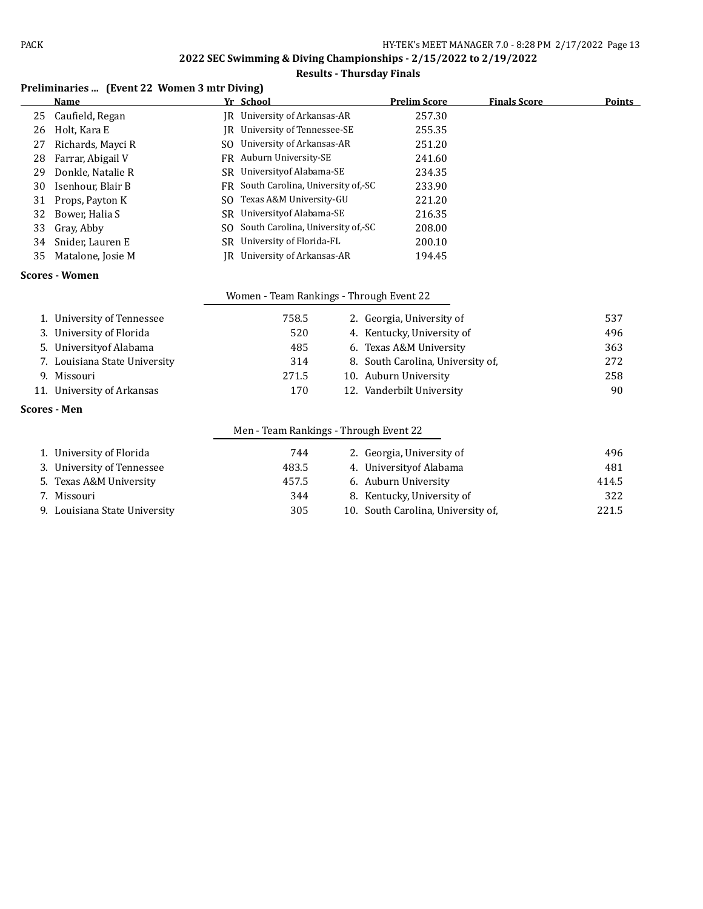**2022 SEC Swimming & Diving Championships - 2/15/2022 to 2/19/2022**

**Results - Thursday Finals**

### Preliminaries ... (Event 22 Women 3 mtr Diving)

| | Name | Yr | School | Prelim Score | Finals Score | Points |
|---|---|---|---|---|---|---|
| 25 | Caufield, Regan | JR | University of Arkansas-AR | 257.30 | | |
| 26 | Holt, Kara E | JR | University of Tennessee-SE | 255.35 | | |
| 27 | Richards, Mayci R | SO | University of Arkansas-AR | 251.20 | | |
| 28 | Farrar, Abigail V | FR | Auburn University-SE | 241.60 | | |
| 29 | Donkle, Natalie R | SR | Universityof Alabama-SE | 234.35 | | |
| 30 | Isenhour, Blair B | FR | South Carolina, University of,-SC | 233.90 | | |
| 31 | Props, Payton K | SO | Texas A&M University-GU | 221.20 | | |
| 32 | Bower, Halia S | SR | Universityof Alabama-SE | 216.35 | | |
| 33 | Gray, Abby | SO | South Carolina, University of,-SC | 208.00 | | |
| 34 | Snider, Lauren E | SR | University of Florida-FL | 200.10 | | |
| 35 | Matalone, Josie M | JR | University of Arkansas-AR | 194.45 | | |

### Scores - Women

Women - Team Rankings - Through Event 22

| | | | | | |
|---|---|---|---|---|---|
| 1. | University of Tennessee | 758.5 | 2. | Georgia, University of | 537 |
| 3. | University of Florida | 520 | 4. | Kentucky, University of | 496 |
| 5. | Universityof Alabama | 485 | 6. | Texas A&M University | 363 |
| 7. | Louisiana State University | 314 | 8. | South Carolina, University of, | 272 |
| 9. | Missouri | 271.5 | 10. | Auburn University | 258 |
| 11. | University of Arkansas | 170 | 12. | Vanderbilt University | 90 |

### Scores - Men

Men - Team Rankings - Through Event 22

| | | | | | |
|---|---|---|---|---|---|
| 1. | University of Florida | 744 | 2. | Georgia, University of | 496 |
| 3. | University of Tennessee | 483.5 | 4. | Universityof Alabama | 481 |
| 5. | Texas A&M University | 457.5 | 6. | Auburn University | 414.5 |
| 7. | Missouri | 344 | 8. | Kentucky, University of | 322 |
| 9. | Louisiana State University | 305 | 10. | South Carolina, University of, | 221.5 |